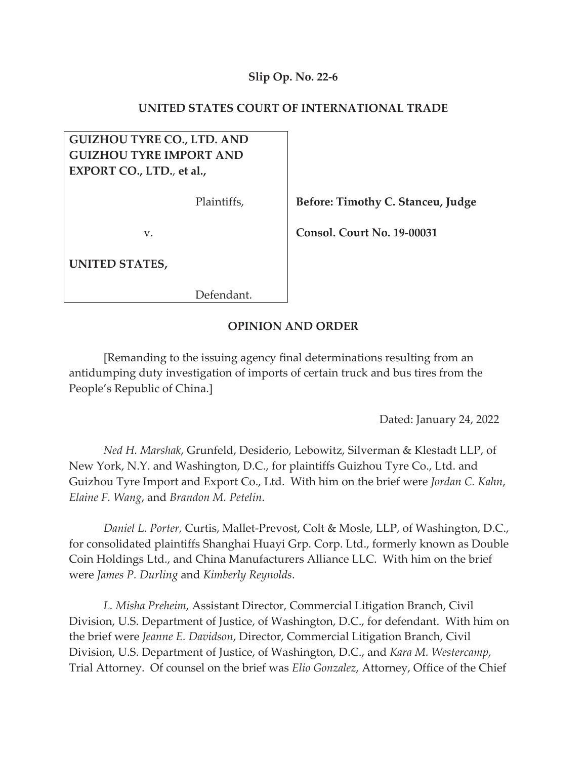**Slip Op. No. 22-6**

**UNITED STATES COURT OF INTERNATIONAL TRADE**

| | |
|---|---|
| **GUIZHOU TYRE CO., LTD. AND GUIZHOU TYRE IMPORT AND EXPORT CO., LTD., et al.,** | |
| Plaintiffs, | **Before: Timothy C. Stanceu, Judge** |
| v. | **Consol. Court No. 19-00031** |
| **UNITED STATES,** | |
| Defendant. | |

**OPINION AND ORDER**

[Remanding to the issuing agency final determinations resulting from an antidumping duty investigation of imports of certain truck and bus tires from the People's Republic of China.]

Dated: January 24, 2022

*Ned H. Marshak*, Grunfeld, Desiderio, Lebowitz, Silverman & Klestadt LLP, of New York, N.Y. and Washington, D.C., for plaintiffs Guizhou Tyre Co., Ltd. and Guizhou Tyre Import and Export Co., Ltd. With him on the brief were *Jordan C. Kahn*, *Elaine F. Wang*, and *Brandon M. Petelin*.

*Daniel L. Porter,* Curtis, Mallet-Prevost, Colt & Mosle, LLP, of Washington, D.C., for consolidated plaintiffs Shanghai Huayi Grp. Corp. Ltd., formerly known as Double Coin Holdings Ltd., and China Manufacturers Alliance LLC. With him on the brief were *James P. Durling* and *Kimberly Reynolds*.

*L. Misha Preheim*, Assistant Director, Commercial Litigation Branch, Civil Division, U.S. Department of Justice, of Washington, D.C., for defendant. With him on the brief were *Jeanne E. Davidson*, Director, Commercial Litigation Branch, Civil Division, U.S. Department of Justice, of Washington, D.C., and *Kara M. Westercamp*, Trial Attorney. Of counsel on the brief was *Elio Gonzalez*, Attorney, Office of the Chief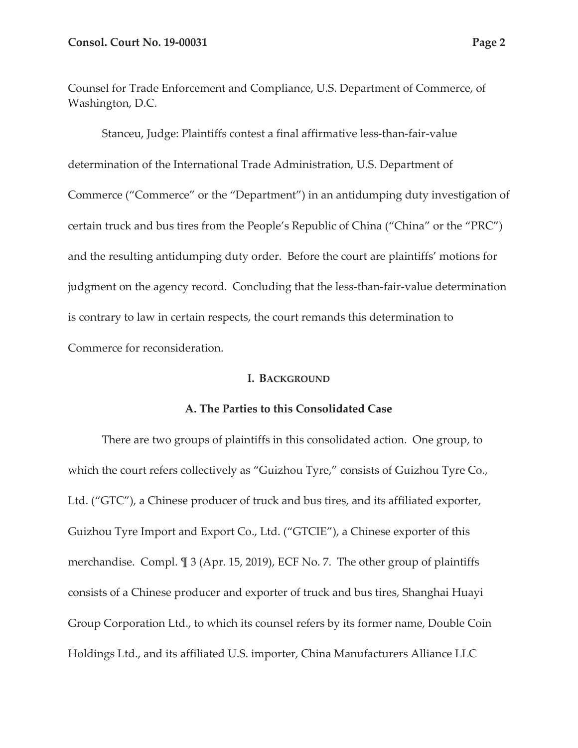Counsel for Trade Enforcement and Compliance, U.S. Department of Commerce, of Washington, D.C.

Stanceu, Judge: Plaintiffs contest a final affirmative less-than-fair-value determination of the International Trade Administration, U.S. Department of Commerce ("Commerce" or the "Department") in an antidumping duty investigation of certain truck and bus tires from the People's Republic of China ("China" or the "PRC") and the resulting antidumping duty order. Before the court are plaintiffs' motions for judgment on the agency record. Concluding that the less-than-fair-value determination is contrary to law in certain respects, the court remands this determination to Commerce for reconsideration.

## I. BACKGROUND

### A. The Parties to this Consolidated Case

There are two groups of plaintiffs in this consolidated action. One group, to which the court refers collectively as "Guizhou Tyre," consists of Guizhou Tyre Co., Ltd. ("GTC"), a Chinese producer of truck and bus tires, and its affiliated exporter, Guizhou Tyre Import and Export Co., Ltd. ("GTCIE"), a Chinese exporter of this merchandise. Compl. ¶ 3 (Apr. 15, 2019), ECF No. 7. The other group of plaintiffs consists of a Chinese producer and exporter of truck and bus tires, Shanghai Huayi Group Corporation Ltd., to which its counsel refers by its former name, Double Coin Holdings Ltd., and its affiliated U.S. importer, China Manufacturers Alliance LLC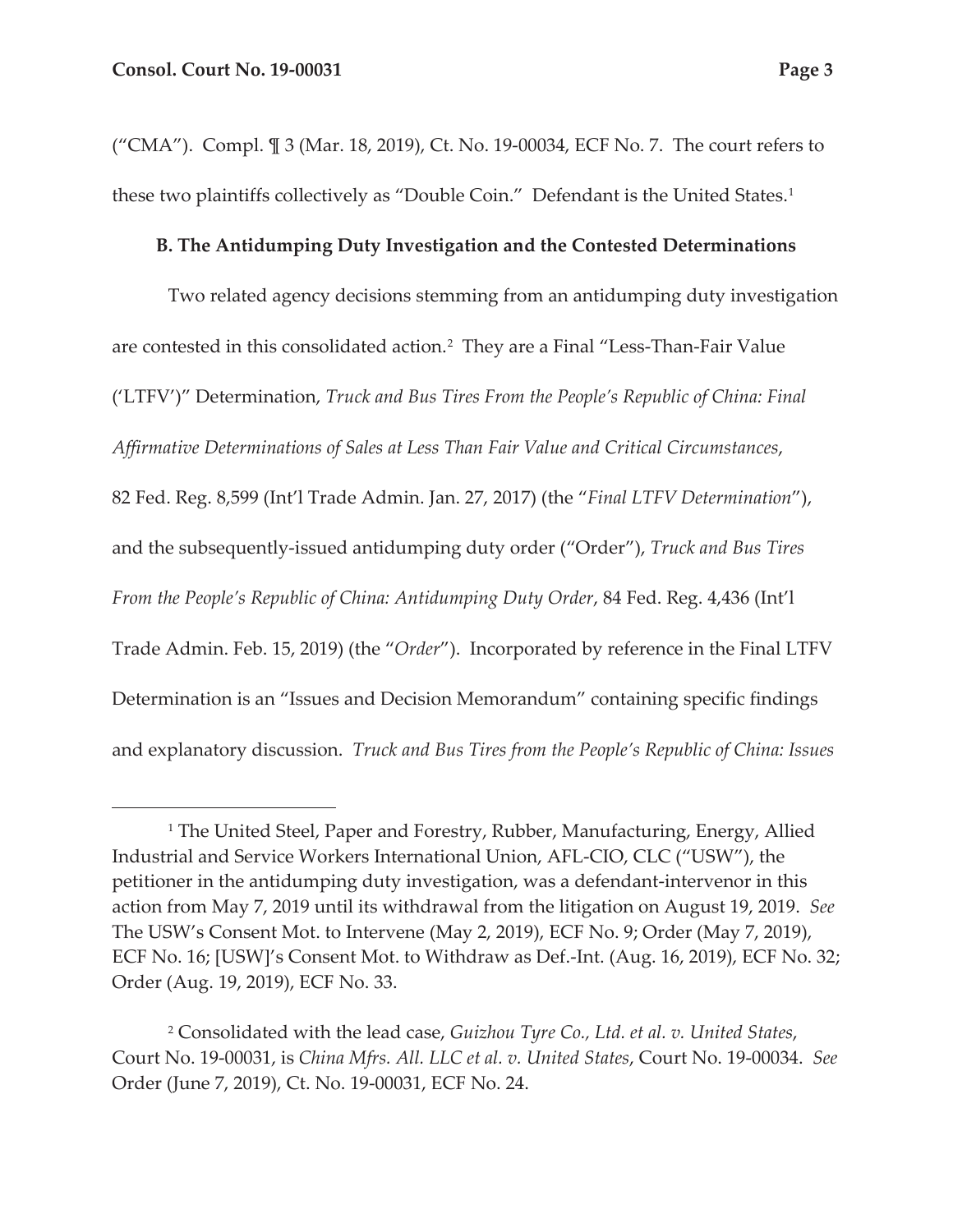("CMA"). Compl. ¶ 3 (Mar. 18, 2019), Ct. No. 19-00034, ECF No. 7. The court refers to these two plaintiffs collectively as "Double Coin." Defendant is the United States.[1]

### B. The Antidumping Duty Investigation and the Contested Determinations

Two related agency decisions stemming from an antidumping duty investigation are contested in this consolidated action.[2] They are a Final "Less-Than-Fair Value ('LTFV')" Determination, *Truck and Bus Tires From the People's Republic of China: Final Affirmative Determinations of Sales at Less Than Fair Value and Critical Circumstances*, 82 Fed. Reg. 8,599 (Int'l Trade Admin. Jan. 27, 2017) (the "*Final LTFV Determination*"), and the subsequently-issued antidumping duty order ("Order"), *Truck and Bus Tires From the People's Republic of China: Antidumping Duty Order*, 84 Fed. Reg. 4,436 (Int'l Trade Admin. Feb. 15, 2019) (the "*Order*"). Incorporated by reference in the Final LTFV Determination is an "Issues and Decision Memorandum" containing specific findings and explanatory discussion. *Truck and Bus Tires from the People's Republic of China: Issues*

---

[1] The United Steel, Paper and Forestry, Rubber, Manufacturing, Energy, Allied Industrial and Service Workers International Union, AFL-CIO, CLC ("USW"), the petitioner in the antidumping duty investigation, was a defendant-intervenor in this action from May 7, 2019 until its withdrawal from the litigation on August 19, 2019. *See* The USW's Consent Mot. to Intervene (May 2, 2019), ECF No. 9; Order (May 7, 2019), ECF No. 16; [USW]'s Consent Mot. to Withdraw as Def.-Int. (Aug. 16, 2019), ECF No. 32; Order (Aug. 19, 2019), ECF No. 33.

[2] Consolidated with the lead case, *Guizhou Tyre Co., Ltd. et al. v. United States*, Court No. 19-00031, is *China Mfrs. All. LLC et al. v. United States*, Court No. 19-00034. *See* Order (June 7, 2019), Ct. No. 19-00031, ECF No. 24.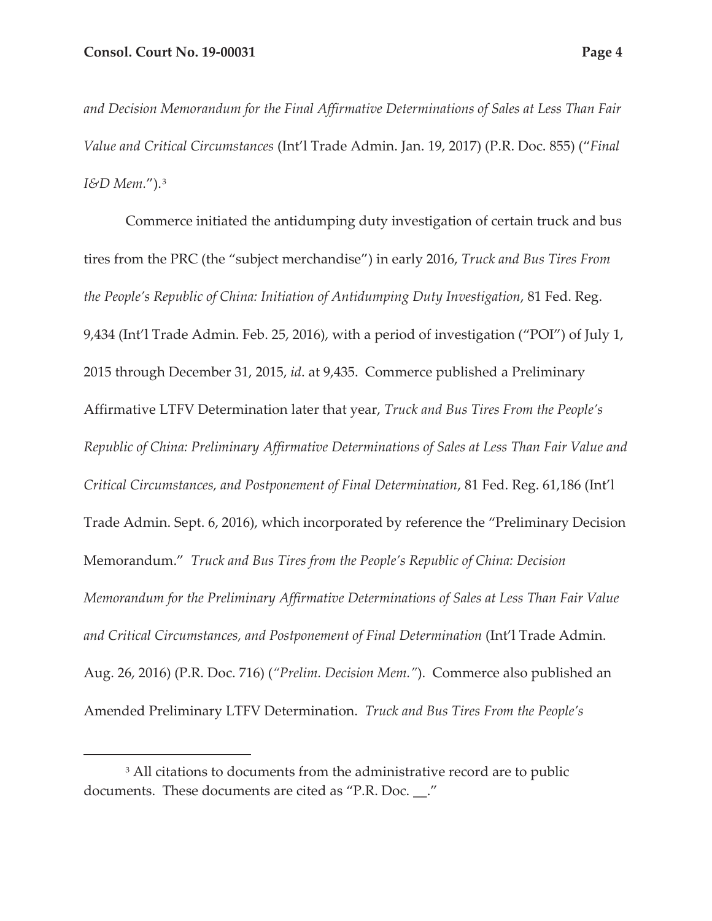*and Decision Memorandum for the Final Affirmative Determinations of Sales at Less Than Fair Value and Critical Circumstances* (Int'l Trade Admin. Jan. 19, 2017) (P.R. Doc. 855) ("*Final I&D Mem.*").[3]

Commerce initiated the antidumping duty investigation of certain truck and bus tires from the PRC (the "subject merchandise") in early 2016, *Truck and Bus Tires From the People's Republic of China: Initiation of Antidumping Duty Investigation*, 81 Fed. Reg. 9,434 (Int'l Trade Admin. Feb. 25, 2016), with a period of investigation ("POI") of July 1, 2015 through December 31, 2015, *id*. at 9,435. Commerce published a Preliminary Affirmative LTFV Determination later that year, *Truck and Bus Tires From the People's Republic of China: Preliminary Affirmative Determinations of Sales at Less Than Fair Value and Critical Circumstances, and Postponement of Final Determination*, 81 Fed. Reg. 61,186 (Int'l Trade Admin. Sept. 6, 2016), which incorporated by reference the "Preliminary Decision Memorandum." *Truck and Bus Tires from the People's Republic of China: Decision Memorandum for the Preliminary Affirmative Determinations of Sales at Less Than Fair Value and Critical Circumstances, and Postponement of Final Determination* (Int'l Trade Admin. Aug. 26, 2016) (P.R. Doc. 716) (*"Prelim. Decision Mem."*). Commerce also published an Amended Preliminary LTFV Determination. *Truck and Bus Tires From the People's*

[3] All citations to documents from the administrative record are to public documents. These documents are cited as "P.R. Doc. __."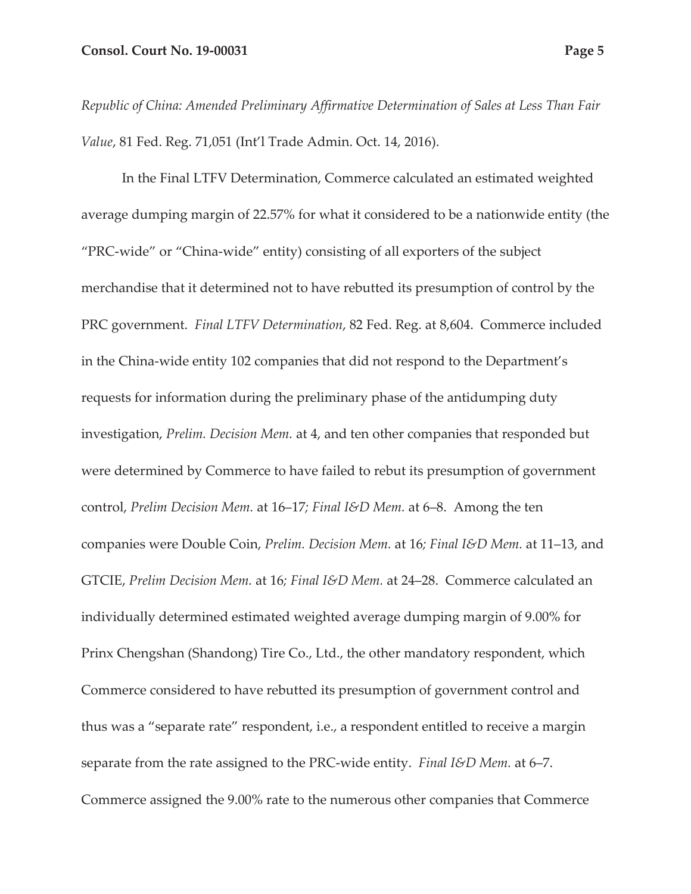*Republic of China: Amended Preliminary Affirmative Determination of Sales at Less Than Fair Value*, 81 Fed. Reg. 71,051 (Int'l Trade Admin. Oct. 14, 2016).

In the Final LTFV Determination, Commerce calculated an estimated weighted average dumping margin of 22.57% for what it considered to be a nationwide entity (the "PRC-wide" or "China-wide" entity) consisting of all exporters of the subject merchandise that it determined not to have rebutted its presumption of control by the PRC government. *Final LTFV Determination*, 82 Fed. Reg. at 8,604. Commerce included in the China-wide entity 102 companies that did not respond to the Department's requests for information during the preliminary phase of the antidumping duty investigation, *Prelim. Decision Mem.* at 4, and ten other companies that responded but were determined by Commerce to have failed to rebut its presumption of government control, *Prelim Decision Mem.* at 16–17; *Final I&D Mem.* at 6–8. Among the ten companies were Double Coin, *Prelim. Decision Mem.* at 16; *Final I&D Mem.* at 11–13, and GTCIE, *Prelim Decision Mem.* at 16; *Final I&D Mem.* at 24–28. Commerce calculated an individually determined estimated weighted average dumping margin of 9.00% for Prinx Chengshan (Shandong) Tire Co., Ltd., the other mandatory respondent, which Commerce considered to have rebutted its presumption of government control and thus was a "separate rate" respondent, i.e., a respondent entitled to receive a margin separate from the rate assigned to the PRC-wide entity. *Final I&D Mem.* at 6–7. Commerce assigned the 9.00% rate to the numerous other companies that Commerce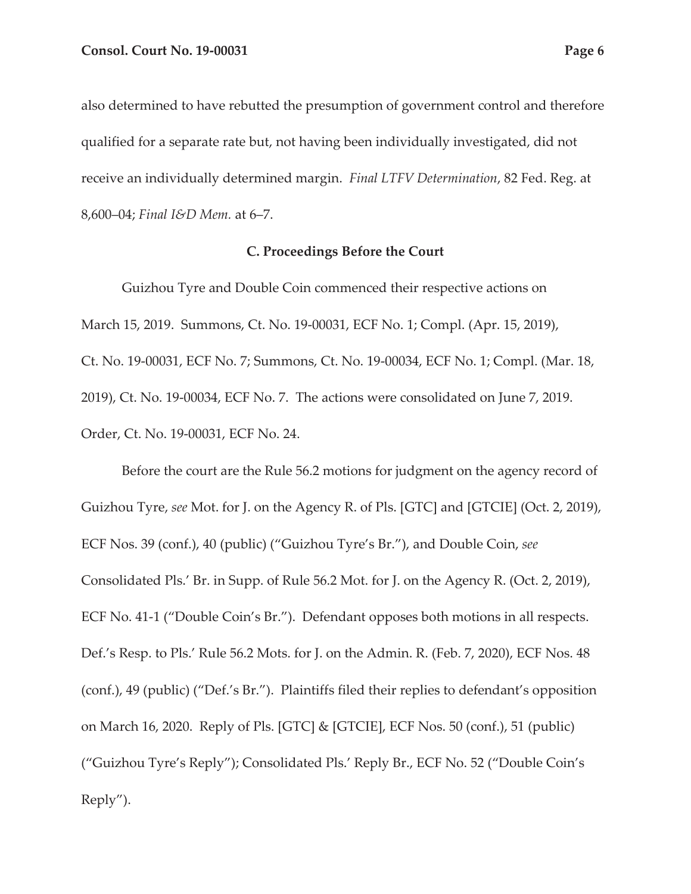also determined to have rebutted the presumption of government control and therefore qualified for a separate rate but, not having been individually investigated, did not receive an individually determined margin. *Final LTFV Determination*, 82 Fed. Reg. at 8,600–04; *Final I&D Mem.* at 6–7.

### C. Proceedings Before the Court

Guizhou Tyre and Double Coin commenced their respective actions on March 15, 2019. Summons, Ct. No. 19-00031, ECF No. 1; Compl. (Apr. 15, 2019), Ct. No. 19-00031, ECF No. 7; Summons, Ct. No. 19-00034, ECF No. 1; Compl. (Mar. 18, 2019), Ct. No. 19-00034, ECF No. 7. The actions were consolidated on June 7, 2019. Order, Ct. No. 19-00031, ECF No. 24.

Before the court are the Rule 56.2 motions for judgment on the agency record of Guizhou Tyre, *see* Mot. for J. on the Agency R. of Pls. [GTC] and [GTCIE] (Oct. 2, 2019), ECF Nos. 39 (conf.), 40 (public) ("Guizhou Tyre's Br."), and Double Coin, *see* Consolidated Pls.' Br. in Supp. of Rule 56.2 Mot. for J. on the Agency R. (Oct. 2, 2019), ECF No. 41-1 ("Double Coin's Br."). Defendant opposes both motions in all respects. Def.'s Resp. to Pls.' Rule 56.2 Mots. for J. on the Admin. R. (Feb. 7, 2020), ECF Nos. 48 (conf.), 49 (public) ("Def.'s Br."). Plaintiffs filed their replies to defendant's opposition on March 16, 2020. Reply of Pls. [GTC] & [GTCIE], ECF Nos. 50 (conf.), 51 (public) ("Guizhou Tyre's Reply"); Consolidated Pls.' Reply Br., ECF No. 52 ("Double Coin's Reply").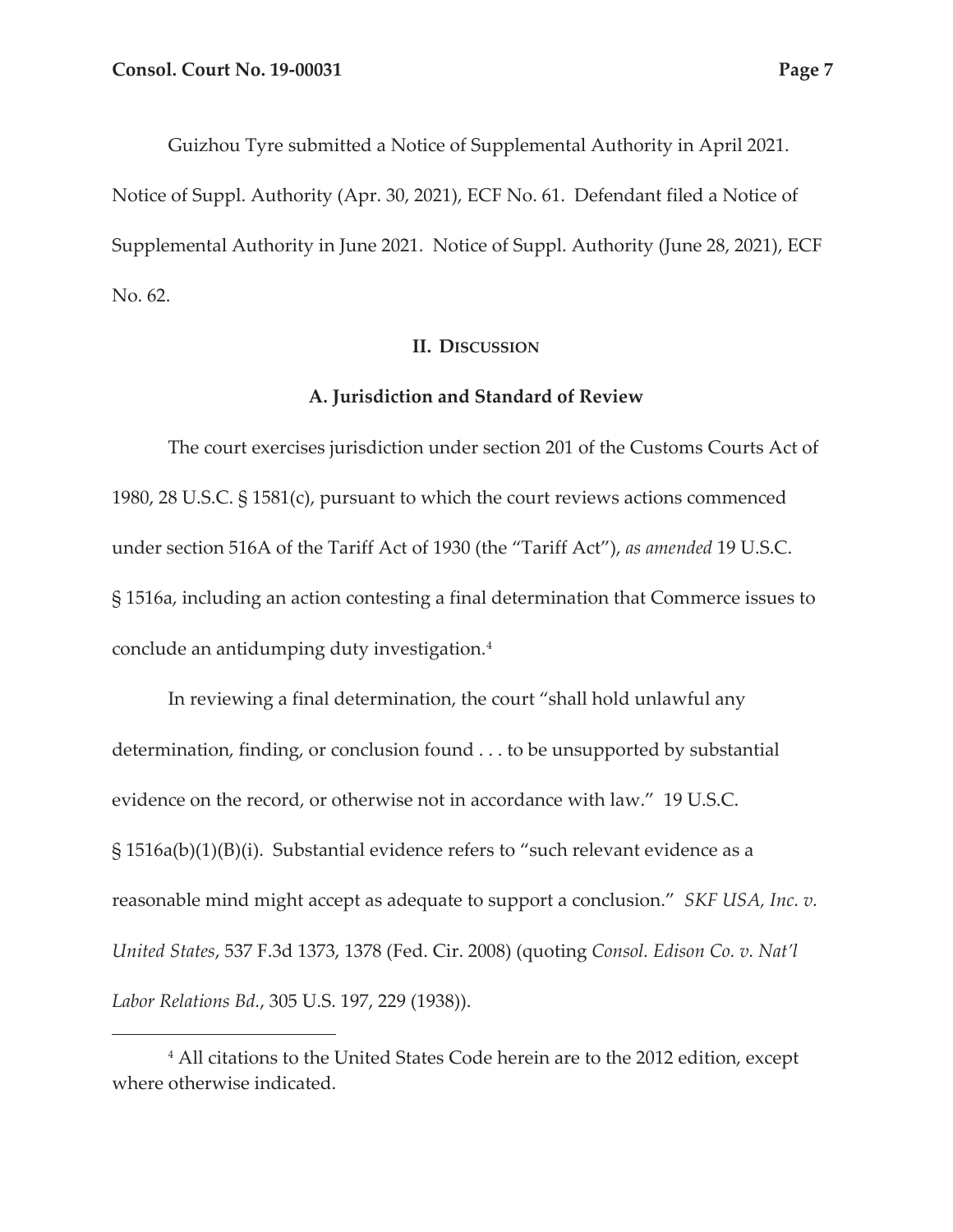Guizhou Tyre submitted a Notice of Supplemental Authority in April 2021. Notice of Suppl. Authority (Apr. 30, 2021), ECF No. 61. Defendant filed a Notice of Supplemental Authority in June 2021. Notice of Suppl. Authority (June 28, 2021), ECF No. 62.

## II. Discussion

### A. Jurisdiction and Standard of Review

The court exercises jurisdiction under section 201 of the Customs Courts Act of 1980, 28 U.S.C. § 1581(c), pursuant to which the court reviews actions commenced under section 516A of the Tariff Act of 1930 (the "Tariff Act"), *as amended* 19 U.S.C. § 1516a, including an action contesting a final determination that Commerce issues to conclude an antidumping duty investigation.[4]

In reviewing a final determination, the court "shall hold unlawful any determination, finding, or conclusion found . . . to be unsupported by substantial evidence on the record, or otherwise not in accordance with law." 19 U.S.C. § 1516a(b)(1)(B)(i). Substantial evidence refers to "such relevant evidence as a reasonable mind might accept as adequate to support a conclusion." *SKF USA, Inc. v. United States*, 537 F.3d 1373, 1378 (Fed. Cir. 2008) (quoting *Consol. Edison Co. v. Nat'l Labor Relations Bd.*, 305 U.S. 197, 229 (1938)).

[4] All citations to the United States Code herein are to the 2012 edition, except where otherwise indicated.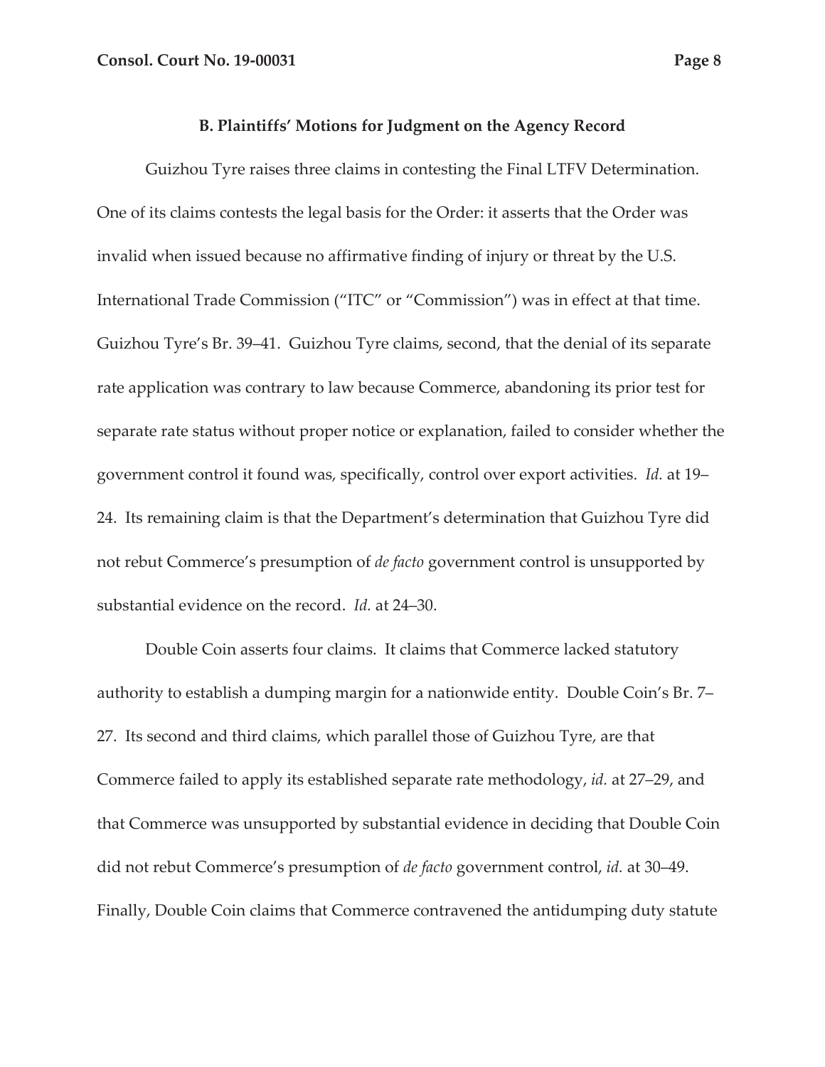### B. Plaintiffs' Motions for Judgment on the Agency Record

Guizhou Tyre raises three claims in contesting the Final LTFV Determination. One of its claims contests the legal basis for the Order: it asserts that the Order was invalid when issued because no affirmative finding of injury or threat by the U.S. International Trade Commission ("ITC" or "Commission") was in effect at that time. Guizhou Tyre's Br. 39–41. Guizhou Tyre claims, second, that the denial of its separate rate application was contrary to law because Commerce, abandoning its prior test for separate rate status without proper notice or explanation, failed to consider whether the government control it found was, specifically, control over export activities. *Id.* at 19–24. Its remaining claim is that the Department's determination that Guizhou Tyre did not rebut Commerce's presumption of *de facto* government control is unsupported by substantial evidence on the record. *Id.* at 24–30.

Double Coin asserts four claims. It claims that Commerce lacked statutory authority to establish a dumping margin for a nationwide entity. Double Coin's Br. 7–27. Its second and third claims, which parallel those of Guizhou Tyre, are that Commerce failed to apply its established separate rate methodology, *id.* at 27–29, and that Commerce was unsupported by substantial evidence in deciding that Double Coin did not rebut Commerce's presumption of *de facto* government control, *id.* at 30–49. Finally, Double Coin claims that Commerce contravened the antidumping duty statute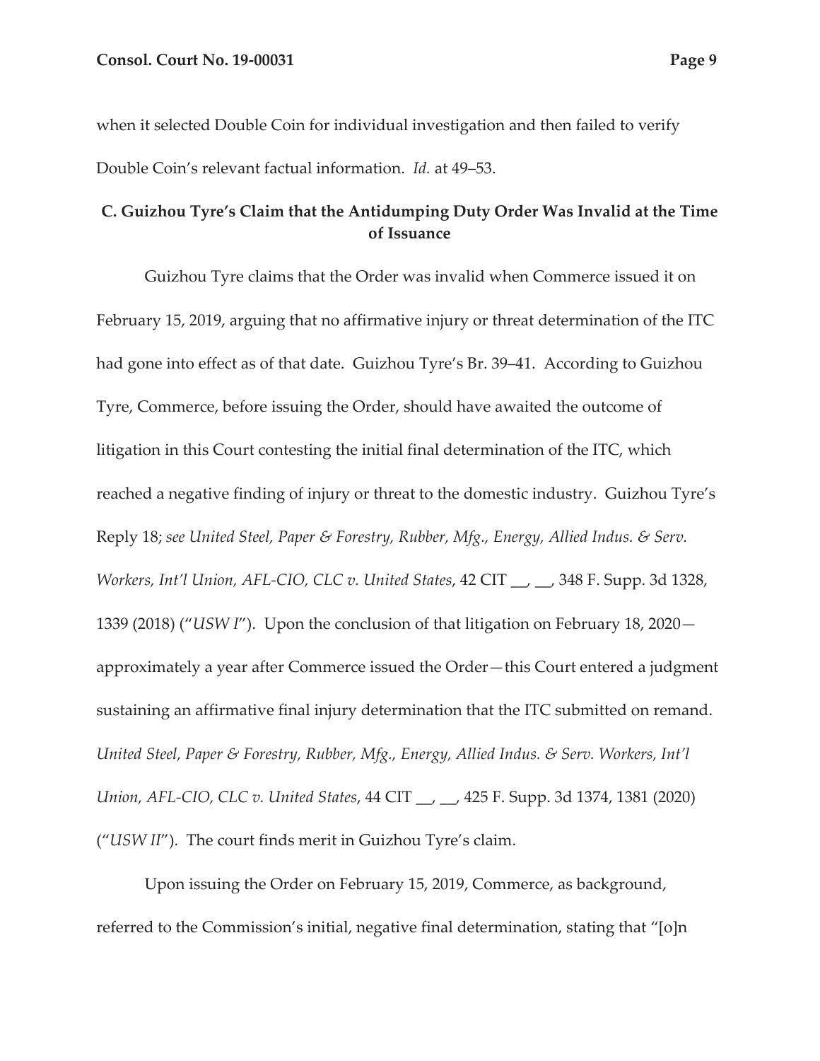when it selected Double Coin for individual investigation and then failed to verify Double Coin's relevant factual information. *Id.* at 49–53.

### C. Guizhou Tyre's Claim that the Antidumping Duty Order Was Invalid at the Time of Issuance

Guizhou Tyre claims that the Order was invalid when Commerce issued it on February 15, 2019, arguing that no affirmative injury or threat determination of the ITC had gone into effect as of that date. Guizhou Tyre's Br. 39–41. According to Guizhou Tyre, Commerce, before issuing the Order, should have awaited the outcome of litigation in this Court contesting the initial final determination of the ITC, which reached a negative finding of injury or threat to the domestic industry. Guizhou Tyre's Reply 18; *see United Steel, Paper & Forestry, Rubber, Mfg., Energy, Allied Indus. & Serv. Workers, Int'l Union, AFL-CIO, CLC v. United States*, 42 CIT __, __, 348 F. Supp. 3d 1328, 1339 (2018) ("*USW I*"). Upon the conclusion of that litigation on February 18, 2020—approximately a year after Commerce issued the Order—this Court entered a judgment sustaining an affirmative final injury determination that the ITC submitted on remand. *United Steel, Paper & Forestry, Rubber, Mfg., Energy, Allied Indus. & Serv. Workers, Int'l Union, AFL-CIO, CLC v. United States*, 44 CIT __, __, 425 F. Supp. 3d 1374, 1381 (2020) ("*USW II*"). The court finds merit in Guizhou Tyre's claim.

Upon issuing the Order on February 15, 2019, Commerce, as background, referred to the Commission's initial, negative final determination, stating that "[o]n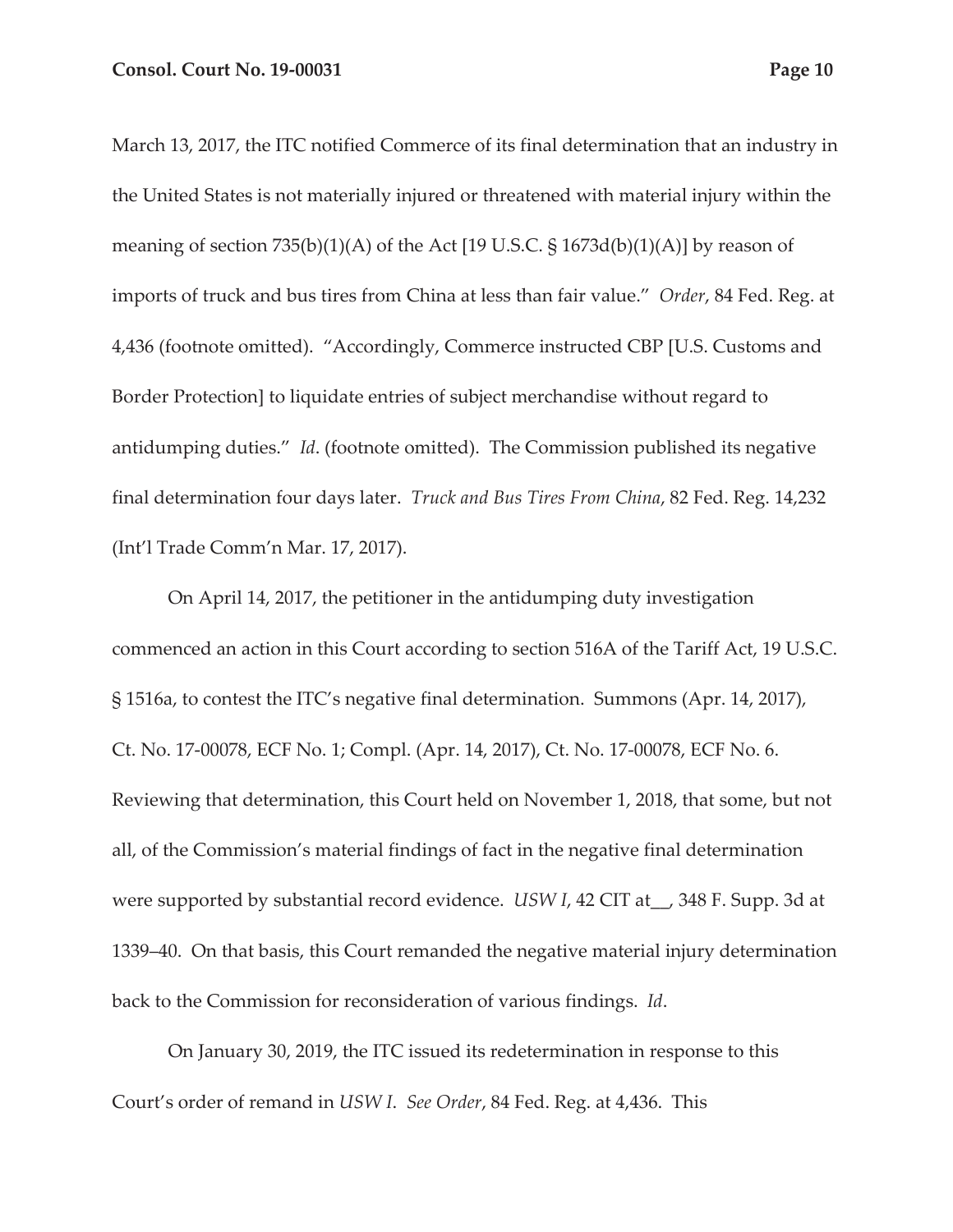March 13, 2017, the ITC notified Commerce of its final determination that an industry in the United States is not materially injured or threatened with material injury within the meaning of section 735(b)(1)(A) of the Act [19 U.S.C. § 1673d(b)(1)(A)] by reason of imports of truck and bus tires from China at less than fair value." *Order*, 84 Fed. Reg. at 4,436 (footnote omitted). "Accordingly, Commerce instructed CBP [U.S. Customs and Border Protection] to liquidate entries of subject merchandise without regard to antidumping duties." *Id*. (footnote omitted). The Commission published its negative final determination four days later. *Truck and Bus Tires From China*, 82 Fed. Reg. 14,232 (Int'l Trade Comm'n Mar. 17, 2017).

On April 14, 2017, the petitioner in the antidumping duty investigation commenced an action in this Court according to section 516A of the Tariff Act, 19 U.S.C. § 1516a, to contest the ITC's negative final determination. Summons (Apr. 14, 2017), Ct. No. 17-00078, ECF No. 1; Compl. (Apr. 14, 2017), Ct. No. 17-00078, ECF No. 6. Reviewing that determination, this Court held on November 1, 2018, that some, but not all, of the Commission's material findings of fact in the negative final determination were supported by substantial record evidence. *USW I*, 42 CIT at__, 348 F. Supp. 3d at 1339–40. On that basis, this Court remanded the negative material injury determination back to the Commission for reconsideration of various findings. *Id*.

On January 30, 2019, the ITC issued its redetermination in response to this Court's order of remand in *USW I*. *See Order*, 84 Fed. Reg. at 4,436. This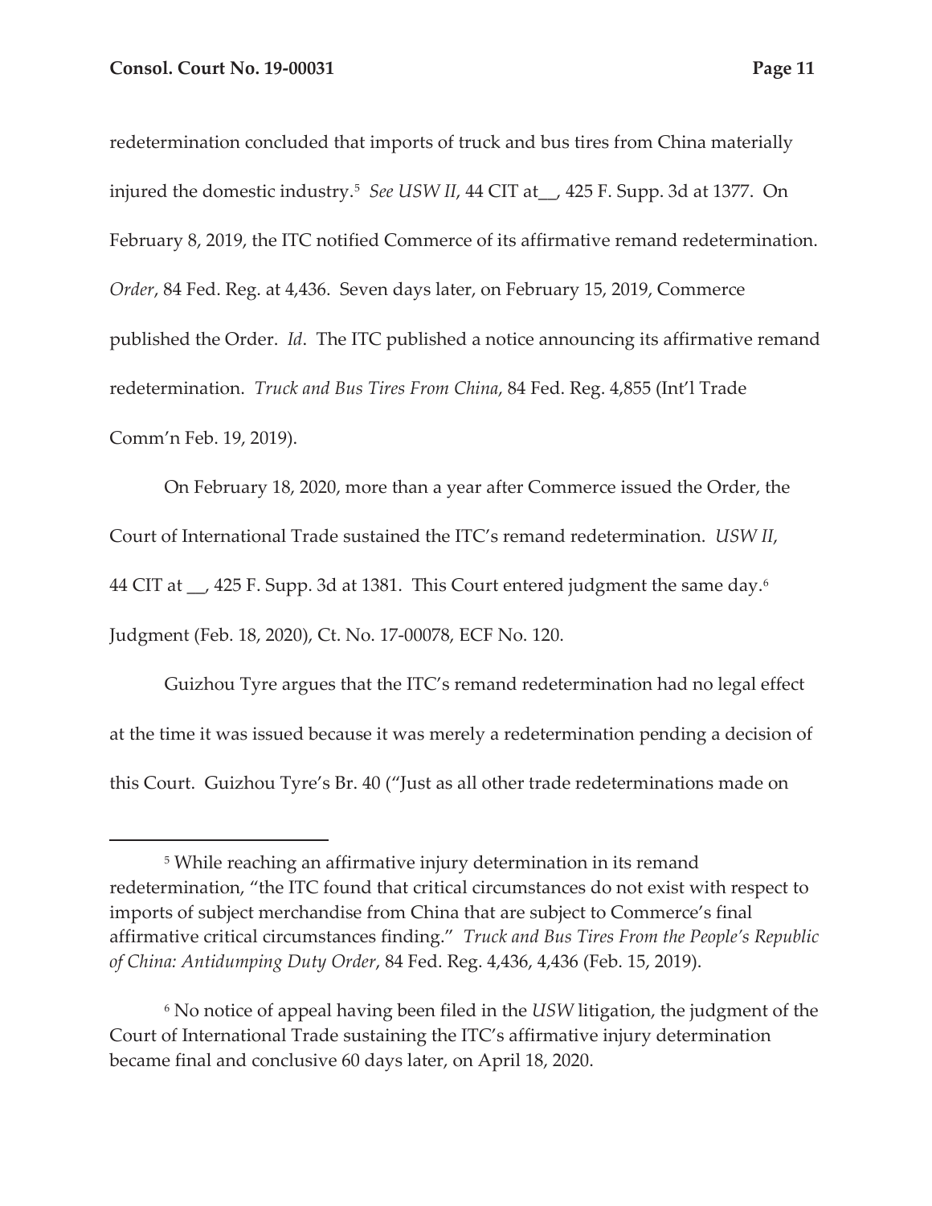redetermination concluded that imports of truck and bus tires from China materially injured the domestic industry.[5] *See USW II*, 44 CIT at__, 425 F. Supp. 3d at 1377. On February 8, 2019, the ITC notified Commerce of its affirmative remand redetermination. *Order*, 84 Fed. Reg. at 4,436. Seven days later, on February 15, 2019, Commerce published the Order. *Id*. The ITC published a notice announcing its affirmative remand redetermination. *Truck and Bus Tires From China*, 84 Fed. Reg. 4,855 (Int'l Trade Comm'n Feb. 19, 2019).

On February 18, 2020, more than a year after Commerce issued the Order, the Court of International Trade sustained the ITC's remand redetermination. *USW II*, 44 CIT at __, 425 F. Supp. 3d at 1381. This Court entered judgment the same day.[6] Judgment (Feb. 18, 2020), Ct. No. 17-00078, ECF No. 120.

Guizhou Tyre argues that the ITC's remand redetermination had no legal effect at the time it was issued because it was merely a redetermination pending a decision of this Court. Guizhou Tyre's Br. 40 ("Just as all other trade redeterminations made on

---

[5] While reaching an affirmative injury determination in its remand redetermination, "the ITC found that critical circumstances do not exist with respect to imports of subject merchandise from China that are subject to Commerce's final affirmative critical circumstances finding." *Truck and Bus Tires From the People's Republic of China: Antidumping Duty Order*, 84 Fed. Reg. 4,436, 4,436 (Feb. 15, 2019).

[6] No notice of appeal having been filed in the *USW* litigation, the judgment of the Court of International Trade sustaining the ITC's affirmative injury determination became final and conclusive 60 days later, on April 18, 2020.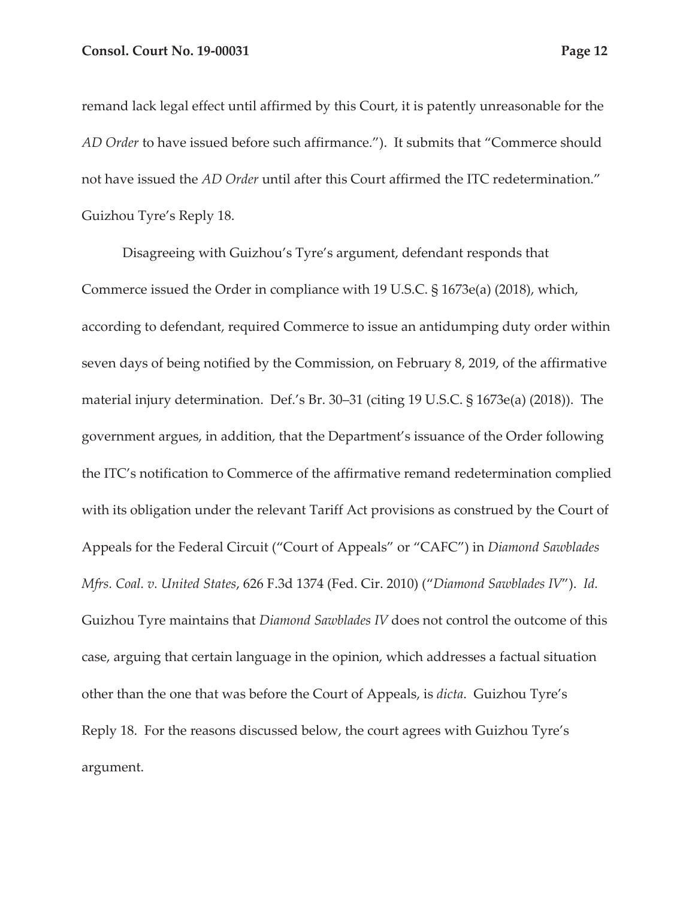remand lack legal effect until affirmed by this Court, it is patently unreasonable for the *AD Order* to have issued before such affirmance."). It submits that "Commerce should not have issued the *AD Order* until after this Court affirmed the ITC redetermination." Guizhou Tyre's Reply 18.

Disagreeing with Guizhou's Tyre's argument, defendant responds that Commerce issued the Order in compliance with 19 U.S.C. § 1673e(a) (2018), which, according to defendant, required Commerce to issue an antidumping duty order within seven days of being notified by the Commission, on February 8, 2019, of the affirmative material injury determination. Def.'s Br. 30–31 (citing 19 U.S.C. § 1673e(a) (2018)). The government argues, in addition, that the Department's issuance of the Order following the ITC's notification to Commerce of the affirmative remand redetermination complied with its obligation under the relevant Tariff Act provisions as construed by the Court of Appeals for the Federal Circuit ("Court of Appeals" or "CAFC") in *Diamond Sawblades Mfrs. Coal. v. United States*, 626 F.3d 1374 (Fed. Cir. 2010) ("*Diamond Sawblades IV*"). *Id.* Guizhou Tyre maintains that *Diamond Sawblades IV* does not control the outcome of this case, arguing that certain language in the opinion, which addresses a factual situation other than the one that was before the Court of Appeals, is *dicta*. Guizhou Tyre's Reply 18. For the reasons discussed below, the court agrees with Guizhou Tyre's argument.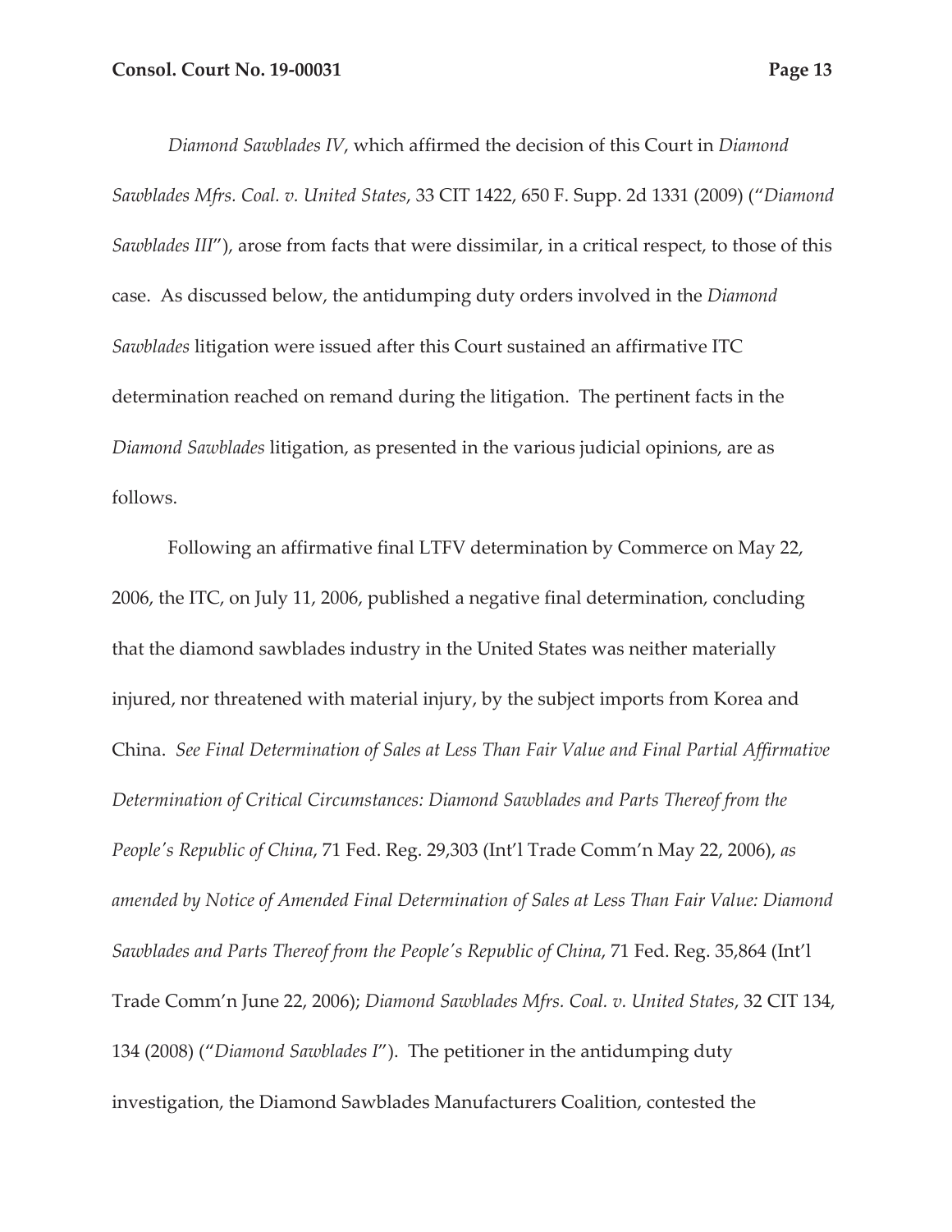*Diamond Sawblades IV*, which affirmed the decision of this Court in *Diamond Sawblades Mfrs. Coal. v. United States*, 33 CIT 1422, 650 F. Supp. 2d 1331 (2009) ("*Diamond Sawblades III*"), arose from facts that were dissimilar, in a critical respect, to those of this case. As discussed below, the antidumping duty orders involved in the *Diamond Sawblades* litigation were issued after this Court sustained an affirmative ITC determination reached on remand during the litigation. The pertinent facts in the *Diamond Sawblades* litigation, as presented in the various judicial opinions, are as follows.

Following an affirmative final LTFV determination by Commerce on May 22, 2006, the ITC, on July 11, 2006, published a negative final determination, concluding that the diamond sawblades industry in the United States was neither materially injured, nor threatened with material injury, by the subject imports from Korea and China. *See Final Determination of Sales at Less Than Fair Value and Final Partial Affirmative Determination of Critical Circumstances: Diamond Sawblades and Parts Thereof from the People's Republic of China*, 71 Fed. Reg. 29,303 (Int'l Trade Comm'n May 22, 2006), *as amended by Notice of Amended Final Determination of Sales at Less Than Fair Value: Diamond Sawblades and Parts Thereof from the People's Republic of China*, 71 Fed. Reg. 35,864 (Int'l Trade Comm'n June 22, 2006); *Diamond Sawblades Mfrs. Coal. v. United States*, 32 CIT 134, 134 (2008) ("*Diamond Sawblades I*"). The petitioner in the antidumping duty investigation, the Diamond Sawblades Manufacturers Coalition, contested the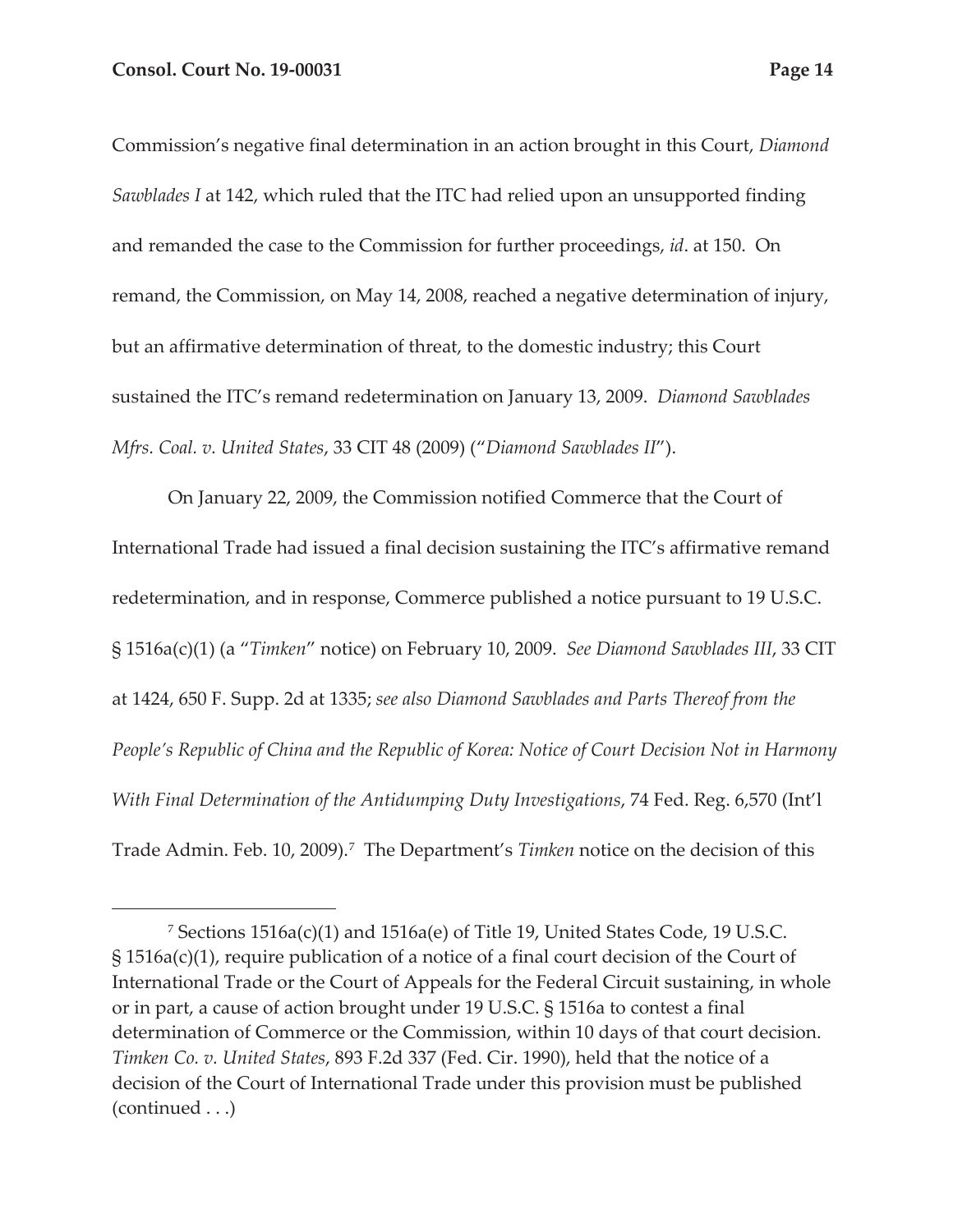Commission's negative final determination in an action brought in this Court, *Diamond Sawblades I* at 142, which ruled that the ITC had relied upon an unsupported finding and remanded the case to the Commission for further proceedings, *id*. at 150. On remand, the Commission, on May 14, 2008, reached a negative determination of injury, but an affirmative determination of threat, to the domestic industry; this Court sustained the ITC's remand redetermination on January 13, 2009. *Diamond Sawblades Mfrs. Coal. v. United States*, 33 CIT 48 (2009) ("*Diamond Sawblades II*").

On January 22, 2009, the Commission notified Commerce that the Court of International Trade had issued a final decision sustaining the ITC's affirmative remand redetermination, and in response, Commerce published a notice pursuant to 19 U.S.C. § 1516a(c)(1) (a "*Timken*" notice) on February 10, 2009. *See Diamond Sawblades III*, 33 CIT at 1424, 650 F. Supp. 2d at 1335; *see also Diamond Sawblades and Parts Thereof from the People's Republic of China and the Republic of Korea: Notice of Court Decision Not in Harmony With Final Determination of the Antidumping Duty Investigations*, 74 Fed. Reg. 6,570 (Int'l Trade Admin. Feb. 10, 2009).[7] The Department's *Timken* notice on the decision of this

---

[7] Sections 1516a(c)(1) and 1516a(e) of Title 19, United States Code, 19 U.S.C. § 1516a(c)(1), require publication of a notice of a final court decision of the Court of International Trade or the Court of Appeals for the Federal Circuit sustaining, in whole or in part, a cause of action brought under 19 U.S.C. § 1516a to contest a final determination of Commerce or the Commission, within 10 days of that court decision. *Timken Co. v. United States*, 893 F.2d 337 (Fed. Cir. 1990), held that the notice of a decision of the Court of International Trade under this provision must be published (continued . . .)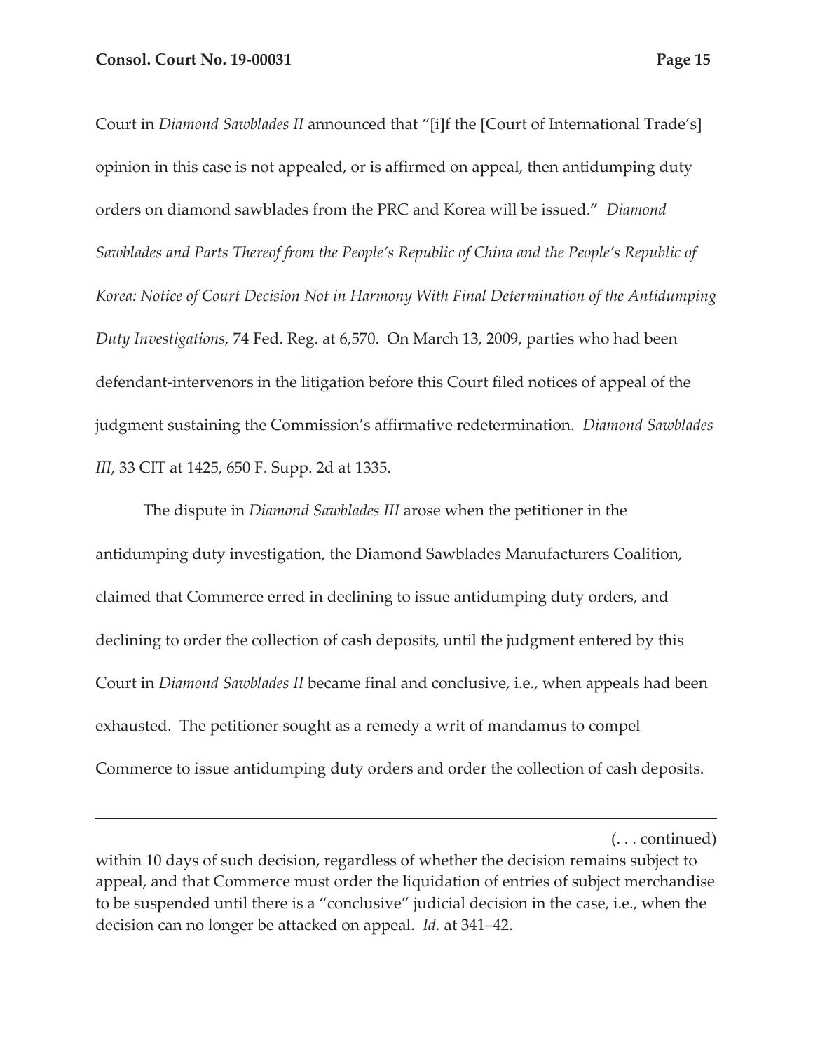Court in *Diamond Sawblades II* announced that "[i]f the [Court of International Trade's] opinion in this case is not appealed, or is affirmed on appeal, then antidumping duty orders on diamond sawblades from the PRC and Korea will be issued." *Diamond Sawblades and Parts Thereof from the People's Republic of China and the People's Republic of Korea: Notice of Court Decision Not in Harmony With Final Determination of the Antidumping Duty Investigations*, 74 Fed. Reg. at 6,570. On March 13, 2009, parties who had been defendant-intervenors in the litigation before this Court filed notices of appeal of the judgment sustaining the Commission's affirmative redetermination. *Diamond Sawblades III*, 33 CIT at 1425, 650 F. Supp. 2d at 1335.

The dispute in *Diamond Sawblades III* arose when the petitioner in the antidumping duty investigation, the Diamond Sawblades Manufacturers Coalition, claimed that Commerce erred in declining to issue antidumping duty orders, and declining to order the collection of cash deposits, until the judgment entered by this Court in *Diamond Sawblades II* became final and conclusive, i.e., when appeals had been exhausted. The petitioner sought as a remedy a writ of mandamus to compel Commerce to issue antidumping duty orders and order the collection of cash deposits.

---

(. . . continued)

within 10 days of such decision, regardless of whether the decision remains subject to appeal, and that Commerce must order the liquidation of entries of subject merchandise to be suspended until there is a "conclusive" judicial decision in the case, i.e., when the decision can no longer be attacked on appeal. *Id.* at 341–42.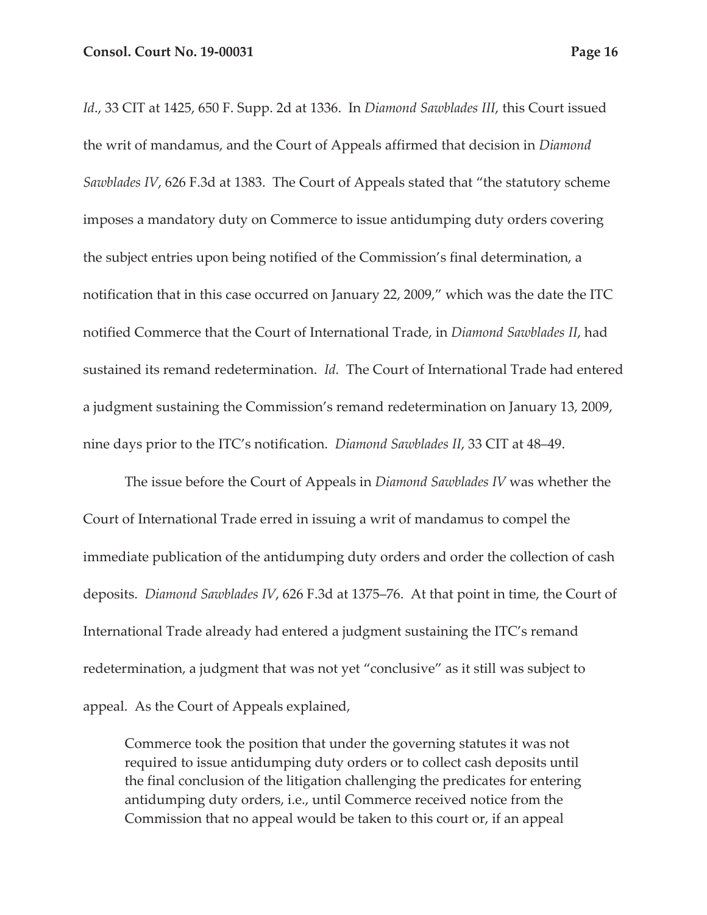*Id*., 33 CIT at 1425, 650 F. Supp. 2d at 1336. In *Diamond Sawblades III*, this Court issued the writ of mandamus, and the Court of Appeals affirmed that decision in *Diamond Sawblades IV*, 626 F.3d at 1383. The Court of Appeals stated that "the statutory scheme imposes a mandatory duty on Commerce to issue antidumping duty orders covering the subject entries upon being notified of the Commission's final determination, a notification that in this case occurred on January 22, 2009," which was the date the ITC notified Commerce that the Court of International Trade, in *Diamond Sawblades II*, had sustained its remand redetermination. *Id.* The Court of International Trade had entered a judgment sustaining the Commission's remand redetermination on January 13, 2009, nine days prior to the ITC's notification. *Diamond Sawblades II*, 33 CIT at 48–49.

The issue before the Court of Appeals in *Diamond Sawblades IV* was whether the Court of International Trade erred in issuing a writ of mandamus to compel the immediate publication of the antidumping duty orders and order the collection of cash deposits. *Diamond Sawblades IV*, 626 F.3d at 1375–76. At that point in time, the Court of International Trade already had entered a judgment sustaining the ITC's remand redetermination, a judgment that was not yet "conclusive" as it still was subject to appeal. As the Court of Appeals explained,

> Commerce took the position that under the governing statutes it was not required to issue antidumping duty orders or to collect cash deposits until the final conclusion of the litigation challenging the predicates for entering antidumping duty orders, i.e., until Commerce received notice from the Commission that no appeal would be taken to this court or, if an appeal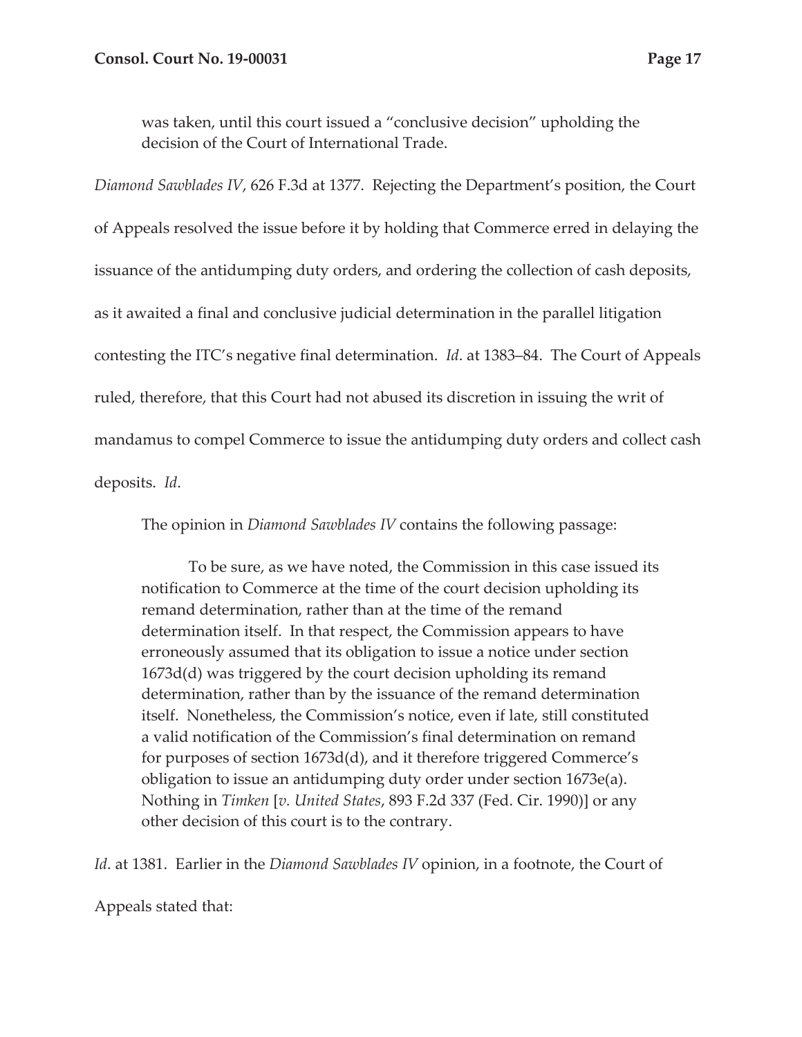> was taken, until this court issued a "conclusive decision" upholding the decision of the Court of International Trade.

*Diamond Sawblades IV*, 626 F.3d at 1377. Rejecting the Department's position, the Court of Appeals resolved the issue before it by holding that Commerce erred in delaying the issuance of the antidumping duty orders, and ordering the collection of cash deposits, as it awaited a final and conclusive judicial determination in the parallel litigation contesting the ITC's negative final determination. *Id*. at 1383–84. The Court of Appeals ruled, therefore, that this Court had not abused its discretion in issuing the writ of mandamus to compel Commerce to issue the antidumping duty orders and collect cash deposits. *Id*.

The opinion in *Diamond Sawblades IV* contains the following passage:

> To be sure, as we have noted, the Commission in this case issued its notification to Commerce at the time of the court decision upholding its remand determination, rather than at the time of the remand determination itself. In that respect, the Commission appears to have erroneously assumed that its obligation to issue a notice under section 1673d(d) was triggered by the court decision upholding its remand determination, rather than by the issuance of the remand determination itself. Nonetheless, the Commission's notice, even if late, still constituted a valid notification of the Commission's final determination on remand for purposes of section 1673d(d), and it therefore triggered Commerce's obligation to issue an antidumping duty order under section 1673e(a). Nothing in *Timken* [*v. United States*, 893 F.2d 337 (Fed. Cir. 1990)] or any other decision of this court is to the contrary.

*Id*. at 1381. Earlier in the *Diamond Sawblades IV* opinion, in a footnote, the Court of Appeals stated that: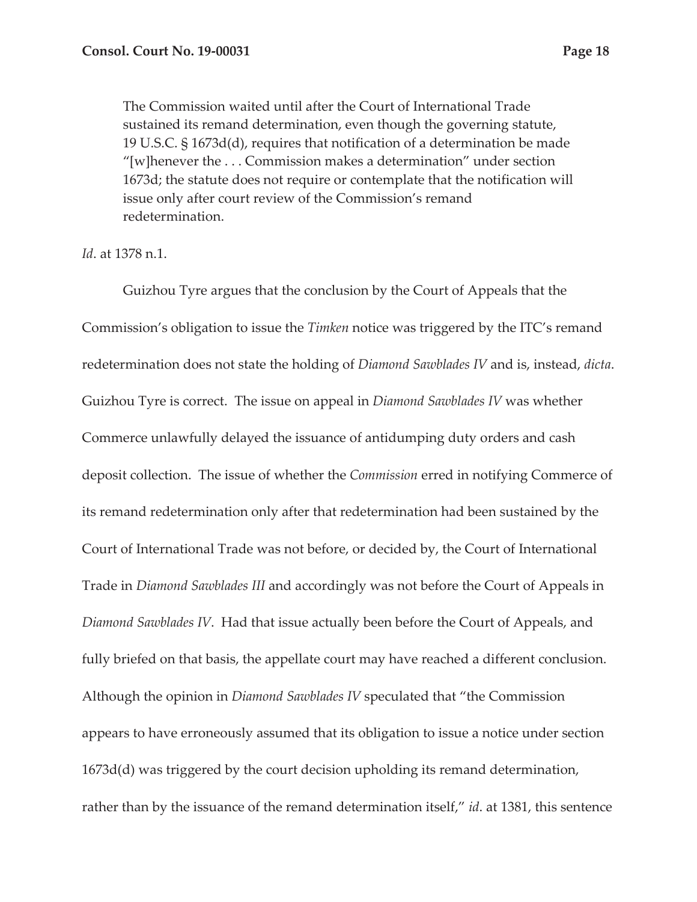> The Commission waited until after the Court of International Trade sustained its remand determination, even though the governing statute, 19 U.S.C. § 1673d(d), requires that notification of a determination be made "[w]henever the . . . Commission makes a determination" under section 1673d; the statute does not require or contemplate that the notification will issue only after court review of the Commission's remand redetermination.

*Id*. at 1378 n.1.

Guizhou Tyre argues that the conclusion by the Court of Appeals that the Commission's obligation to issue the *Timken* notice was triggered by the ITC's remand redetermination does not state the holding of *Diamond Sawblades IV* and is, instead, *dicta*. Guizhou Tyre is correct. The issue on appeal in *Diamond Sawblades IV* was whether Commerce unlawfully delayed the issuance of antidumping duty orders and cash deposit collection. The issue of whether the *Commission* erred in notifying Commerce of its remand redetermination only after that redetermination had been sustained by the Court of International Trade was not before, or decided by, the Court of International Trade in *Diamond Sawblades III* and accordingly was not before the Court of Appeals in *Diamond Sawblades IV*. Had that issue actually been before the Court of Appeals, and fully briefed on that basis, the appellate court may have reached a different conclusion. Although the opinion in *Diamond Sawblades IV* speculated that "the Commission appears to have erroneously assumed that its obligation to issue a notice under section 1673d(d) was triggered by the court decision upholding its remand determination, rather than by the issuance of the remand determination itself," *id*. at 1381, this sentence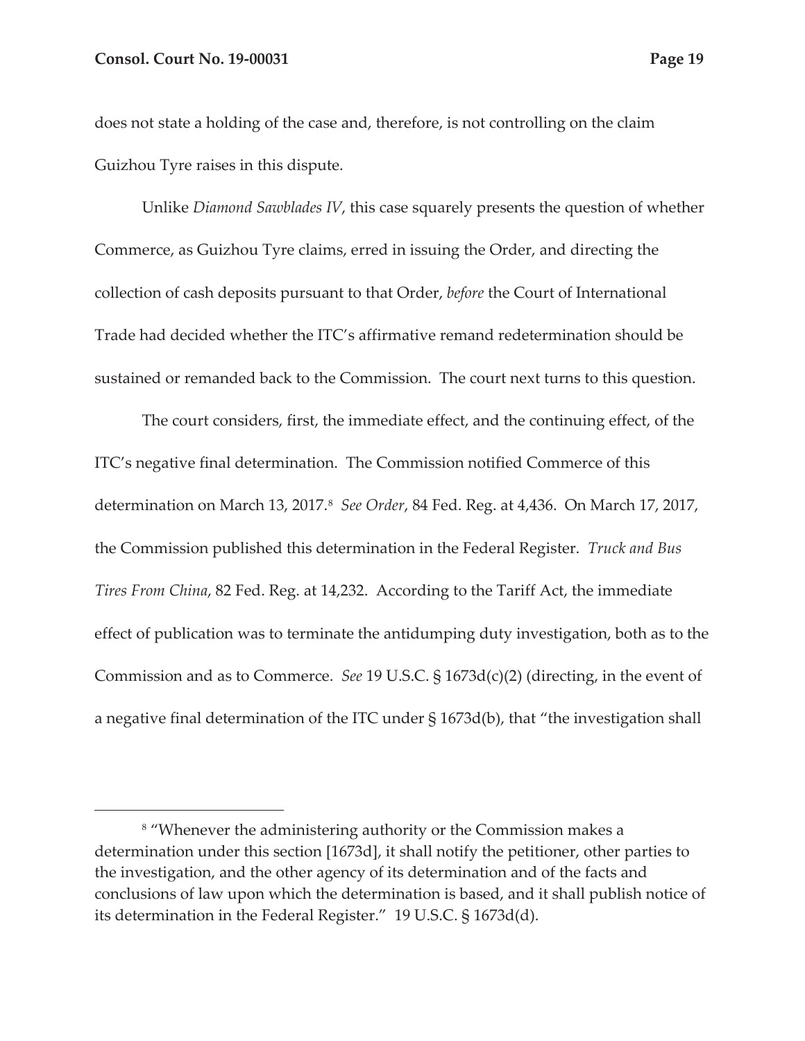does not state a holding of the case and, therefore, is not controlling on the claim Guizhou Tyre raises in this dispute.

Unlike *Diamond Sawblades IV*, this case squarely presents the question of whether Commerce, as Guizhou Tyre claims, erred in issuing the Order, and directing the collection of cash deposits pursuant to that Order, *before* the Court of International Trade had decided whether the ITC's affirmative remand redetermination should be sustained or remanded back to the Commission. The court next turns to this question.

The court considers, first, the immediate effect, and the continuing effect, of the ITC's negative final determination. The Commission notified Commerce of this determination on March 13, 2017.[8] *See Order*, 84 Fed. Reg. at 4,436. On March 17, 2017, the Commission published this determination in the Federal Register. *Truck and Bus Tires From China*, 82 Fed. Reg. at 14,232. According to the Tariff Act, the immediate effect of publication was to terminate the antidumping duty investigation, both as to the Commission and as to Commerce. *See* 19 U.S.C. § 1673d(c)(2) (directing, in the event of a negative final determination of the ITC under § 1673d(b), that "the investigation shall

---

[8] "Whenever the administering authority or the Commission makes a determination under this section [1673d], it shall notify the petitioner, other parties to the investigation, and the other agency of its determination and of the facts and conclusions of law upon which the determination is based, and it shall publish notice of its determination in the Federal Register." 19 U.S.C. § 1673d(d).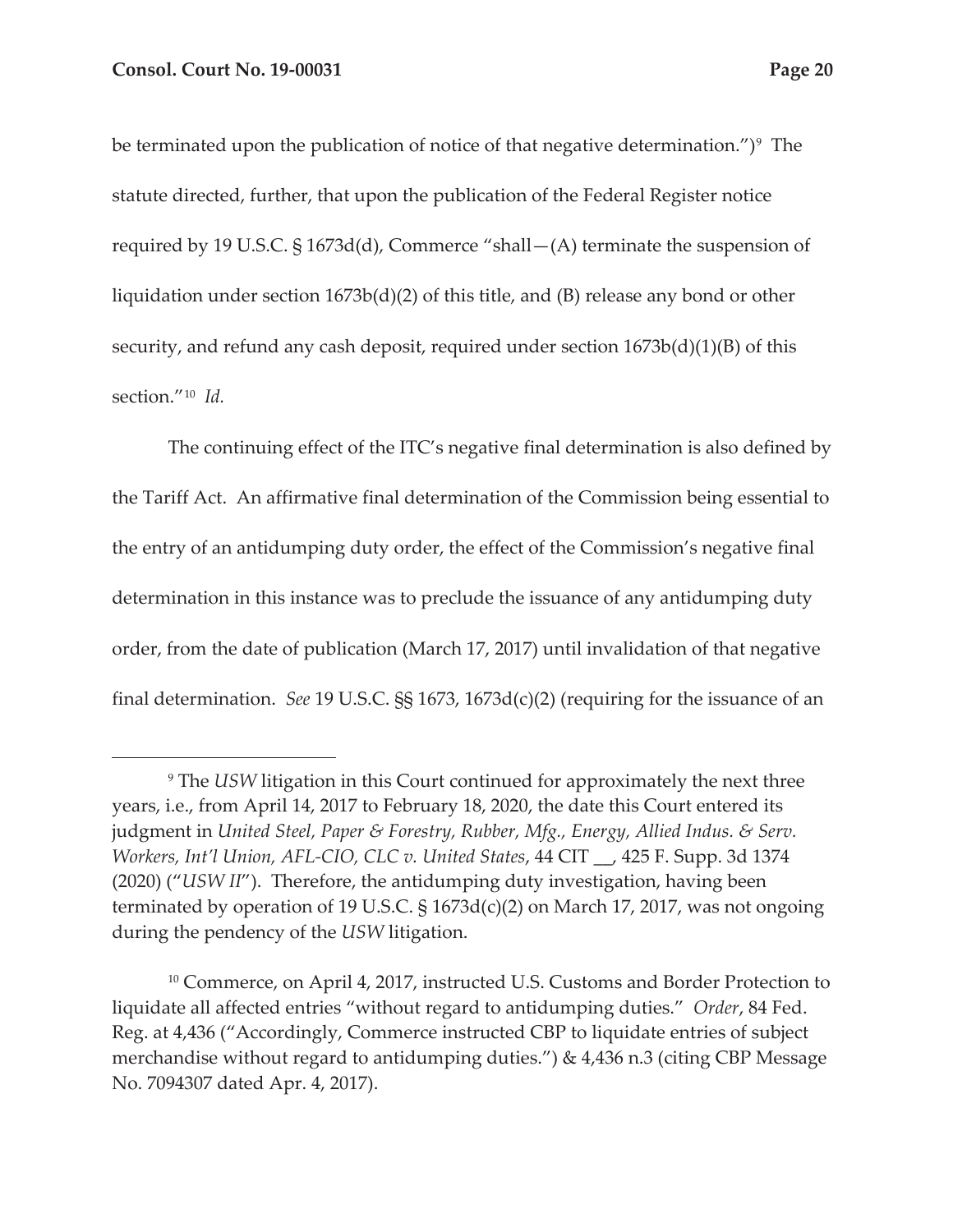be terminated upon the publication of notice of that negative determination.")[9] The statute directed, further, that upon the publication of the Federal Register notice required by 19 U.S.C. § 1673d(d), Commerce "shall—(A) terminate the suspension of liquidation under section 1673b(d)(2) of this title, and (B) release any bond or other security, and refund any cash deposit, required under section 1673b(d)(1)(B) of this section."[10] *Id.*

The continuing effect of the ITC's negative final determination is also defined by the Tariff Act. An affirmative final determination of the Commission being essential to the entry of an antidumping duty order, the effect of the Commission's negative final determination in this instance was to preclude the issuance of any antidumping duty order, from the date of publication (March 17, 2017) until invalidation of that negative final determination. *See* 19 U.S.C. §§ 1673, 1673d(c)(2) (requiring for the issuance of an

---

[9] The *USW* litigation in this Court continued for approximately the next three years, i.e., from April 14, 2017 to February 18, 2020, the date this Court entered its judgment in *United Steel, Paper & Forestry, Rubber, Mfg., Energy, Allied Indus. & Serv. Workers, Int'l Union, AFL-CIO, CLC v. United States*, 44 CIT __, 425 F. Supp. 3d 1374 (2020) ("*USW II*"). Therefore, the antidumping duty investigation, having been terminated by operation of 19 U.S.C. § 1673d(c)(2) on March 17, 2017, was not ongoing during the pendency of the *USW* litigation.

[10] Commerce, on April 4, 2017, instructed U.S. Customs and Border Protection to liquidate all affected entries "without regard to antidumping duties." *Order*, 84 Fed. Reg. at 4,436 ("Accordingly, Commerce instructed CBP to liquidate entries of subject merchandise without regard to antidumping duties.") & 4,436 n.3 (citing CBP Message No. 7094307 dated Apr. 4, 2017).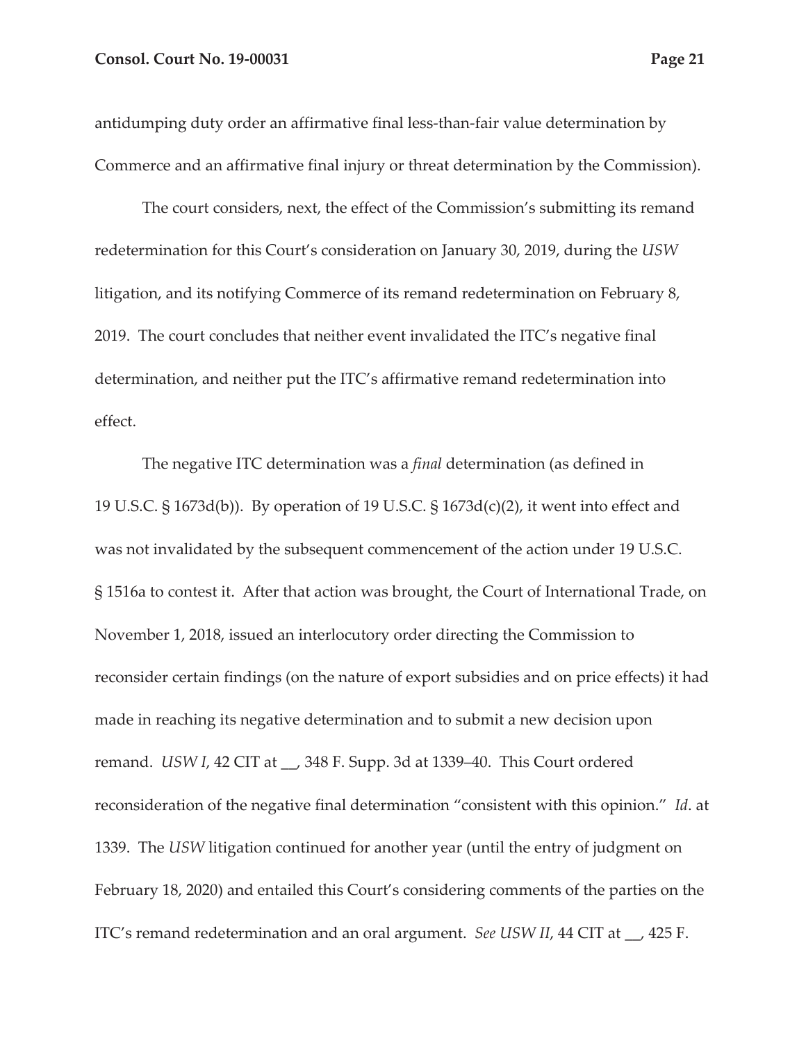antidumping duty order an affirmative final less-than-fair value determination by Commerce and an affirmative final injury or threat determination by the Commission).

The court considers, next, the effect of the Commission's submitting its remand redetermination for this Court's consideration on January 30, 2019, during the *USW* litigation, and its notifying Commerce of its remand redetermination on February 8, 2019. The court concludes that neither event invalidated the ITC's negative final determination, and neither put the ITC's affirmative remand redetermination into effect.

The negative ITC determination was a *final* determination (as defined in 19 U.S.C. § 1673d(b)). By operation of 19 U.S.C. § 1673d(c)(2), it went into effect and was not invalidated by the subsequent commencement of the action under 19 U.S.C. § 1516a to contest it. After that action was brought, the Court of International Trade, on November 1, 2018, issued an interlocutory order directing the Commission to reconsider certain findings (on the nature of export subsidies and on price effects) it had made in reaching its negative determination and to submit a new decision upon remand. *USW I*, 42 CIT at __, 348 F. Supp. 3d at 1339–40. This Court ordered reconsideration of the negative final determination "consistent with this opinion." *Id*. at 1339. The *USW* litigation continued for another year (until the entry of judgment on February 18, 2020) and entailed this Court's considering comments of the parties on the ITC's remand redetermination and an oral argument. *See USW II*, 44 CIT at __, 425 F.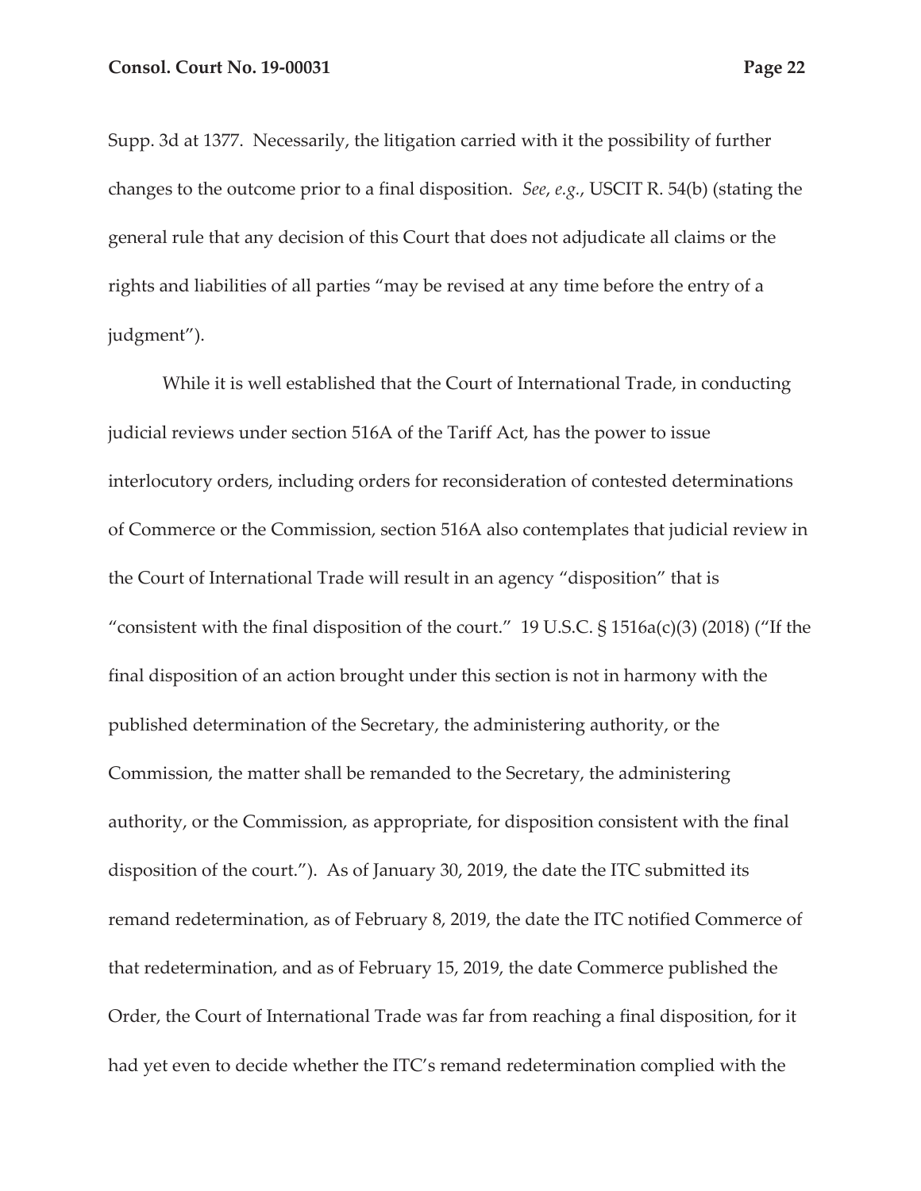Supp. 3d at 1377. Necessarily, the litigation carried with it the possibility of further changes to the outcome prior to a final disposition. *See*, *e.g.*, USCIT R. 54(b) (stating the general rule that any decision of this Court that does not adjudicate all claims or the rights and liabilities of all parties "may be revised at any time before the entry of a judgment").

While it is well established that the Court of International Trade, in conducting judicial reviews under section 516A of the Tariff Act, has the power to issue interlocutory orders, including orders for reconsideration of contested determinations of Commerce or the Commission, section 516A also contemplates that judicial review in the Court of International Trade will result in an agency "disposition" that is "consistent with the final disposition of the court." 19 U.S.C. § 1516a(c)(3) (2018) ("If the final disposition of an action brought under this section is not in harmony with the published determination of the Secretary, the administering authority, or the Commission, the matter shall be remanded to the Secretary, the administering authority, or the Commission, as appropriate, for disposition consistent with the final disposition of the court."). As of January 30, 2019, the date the ITC submitted its remand redetermination, as of February 8, 2019, the date the ITC notified Commerce of that redetermination, and as of February 15, 2019, the date Commerce published the Order, the Court of International Trade was far from reaching a final disposition, for it had yet even to decide whether the ITC's remand redetermination complied with the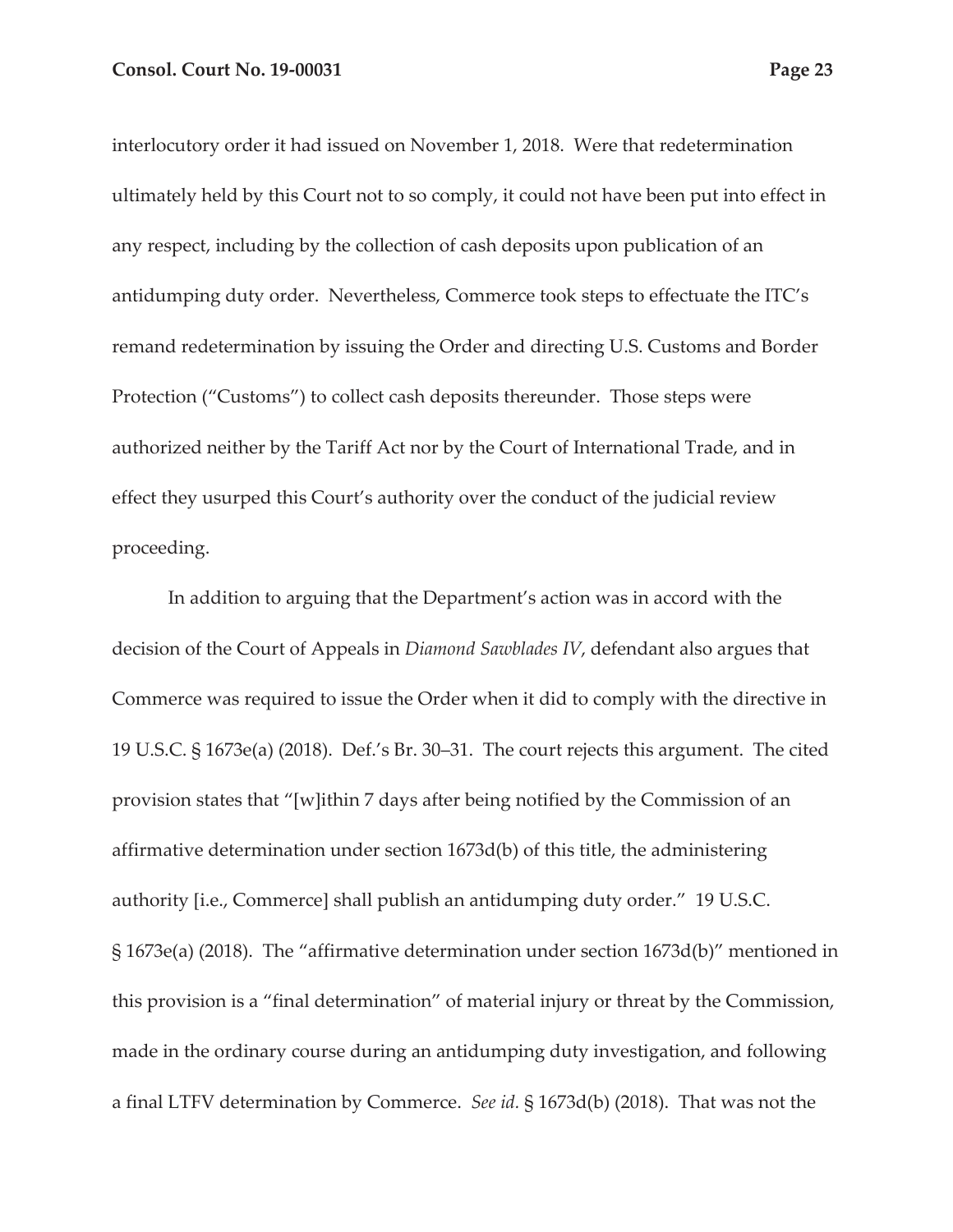interlocutory order it had issued on November 1, 2018. Were that redetermination ultimately held by this Court not to so comply, it could not have been put into effect in any respect, including by the collection of cash deposits upon publication of an antidumping duty order. Nevertheless, Commerce took steps to effectuate the ITC's remand redetermination by issuing the Order and directing U.S. Customs and Border Protection ("Customs") to collect cash deposits thereunder. Those steps were authorized neither by the Tariff Act nor by the Court of International Trade, and in effect they usurped this Court's authority over the conduct of the judicial review proceeding.

In addition to arguing that the Department's action was in accord with the decision of the Court of Appeals in *Diamond Sawblades IV*, defendant also argues that Commerce was required to issue the Order when it did to comply with the directive in 19 U.S.C. § 1673e(a) (2018). Def.'s Br. 30–31. The court rejects this argument. The cited provision states that "[w]ithin 7 days after being notified by the Commission of an affirmative determination under section 1673d(b) of this title, the administering authority [i.e., Commerce] shall publish an antidumping duty order." 19 U.S.C. § 1673e(a) (2018). The "affirmative determination under section 1673d(b)" mentioned in this provision is a "final determination" of material injury or threat by the Commission, made in the ordinary course during an antidumping duty investigation, and following a final LTFV determination by Commerce. *See id.* § 1673d(b) (2018). That was not the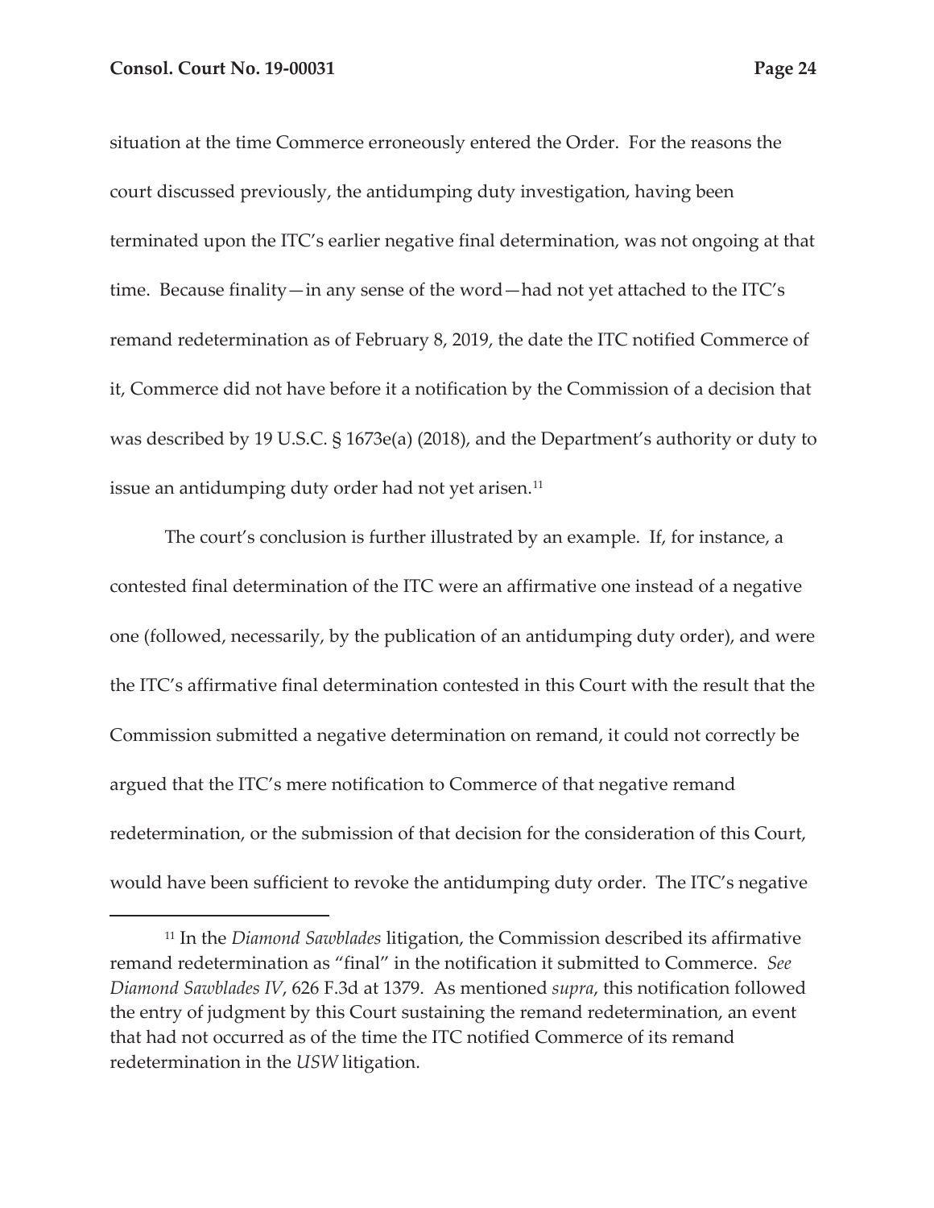situation at the time Commerce erroneously entered the Order. For the reasons the court discussed previously, the antidumping duty investigation, having been terminated upon the ITC's earlier negative final determination, was not ongoing at that time. Because finality—in any sense of the word—had not yet attached to the ITC's remand redetermination as of February 8, 2019, the date the ITC notified Commerce of it, Commerce did not have before it a notification by the Commission of a decision that was described by 19 U.S.C. § 1673e(a) (2018), and the Department's authority or duty to issue an antidumping duty order had not yet arisen.[11]

The court's conclusion is further illustrated by an example. If, for instance, a contested final determination of the ITC were an affirmative one instead of a negative one (followed, necessarily, by the publication of an antidumping duty order), and were the ITC's affirmative final determination contested in this Court with the result that the Commission submitted a negative determination on remand, it could not correctly be argued that the ITC's mere notification to Commerce of that negative remand redetermination, or the submission of that decision for the consideration of this Court, would have been sufficient to revoke the antidumping duty order. The ITC's negative

[11] In the *Diamond Sawblades* litigation, the Commission described its affirmative remand redetermination as "final" in the notification it submitted to Commerce. *See Diamond Sawblades IV*, 626 F.3d at 1379. As mentioned *supra*, this notification followed the entry of judgment by this Court sustaining the remand redetermination, an event that had not occurred as of the time the ITC notified Commerce of its remand redetermination in the *USW* litigation.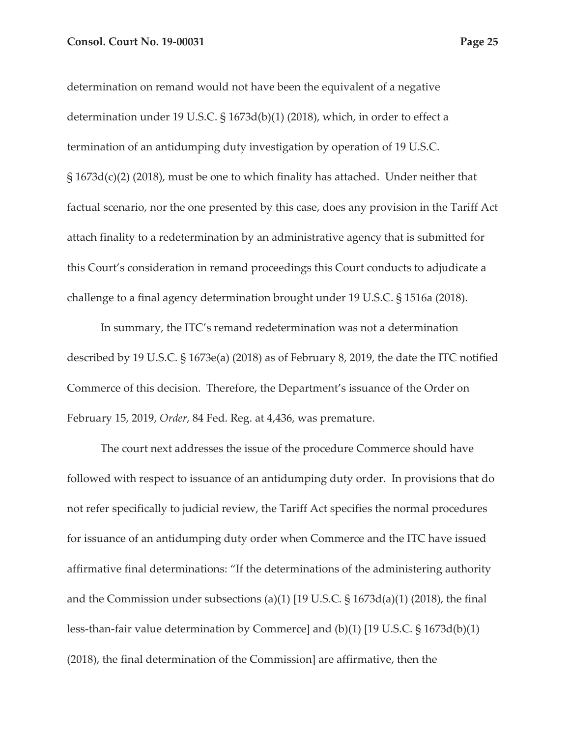determination on remand would not have been the equivalent of a negative determination under 19 U.S.C. § 1673d(b)(1) (2018), which, in order to effect a termination of an antidumping duty investigation by operation of 19 U.S.C. § 1673d(c)(2) (2018), must be one to which finality has attached. Under neither that factual scenario, nor the one presented by this case, does any provision in the Tariff Act attach finality to a redetermination by an administrative agency that is submitted for this Court's consideration in remand proceedings this Court conducts to adjudicate a challenge to a final agency determination brought under 19 U.S.C. § 1516a (2018).

In summary, the ITC's remand redetermination was not a determination described by 19 U.S.C. § 1673e(a) (2018) as of February 8, 2019, the date the ITC notified Commerce of this decision. Therefore, the Department's issuance of the Order on February 15, 2019, *Order*, 84 Fed. Reg. at 4,436, was premature.

The court next addresses the issue of the procedure Commerce should have followed with respect to issuance of an antidumping duty order. In provisions that do not refer specifically to judicial review, the Tariff Act specifies the normal procedures for issuance of an antidumping duty order when Commerce and the ITC have issued affirmative final determinations: "If the determinations of the administering authority and the Commission under subsections (a)(1) [19 U.S.C. § 1673d(a)(1) (2018), the final less-than-fair value determination by Commerce] and (b)(1) [19 U.S.C. § 1673d(b)(1) (2018), the final determination of the Commission] are affirmative, then the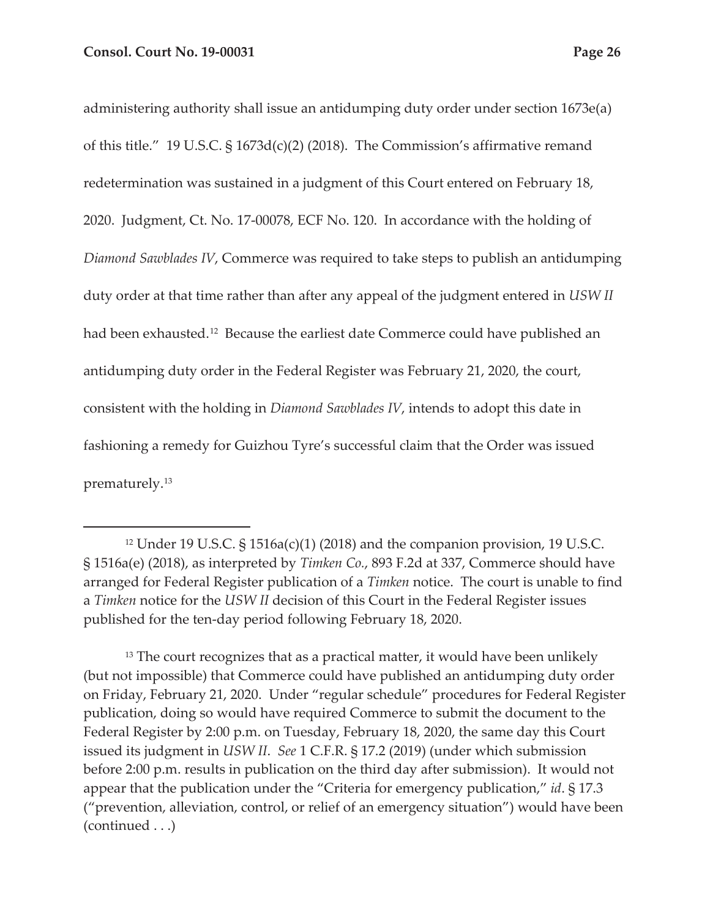administering authority shall issue an antidumping duty order under section 1673e(a) of this title." 19 U.S.C. § 1673d(c)(2) (2018). The Commission's affirmative remand redetermination was sustained in a judgment of this Court entered on February 18, 2020. Judgment, Ct. No. 17-00078, ECF No. 120. In accordance with the holding of *Diamond Sawblades IV*, Commerce was required to take steps to publish an antidumping duty order at that time rather than after any appeal of the judgment entered in *USW II* had been exhausted.[12] Because the earliest date Commerce could have published an antidumping duty order in the Federal Register was February 21, 2020, the court, consistent with the holding in *Diamond Sawblades IV*, intends to adopt this date in fashioning a remedy for Guizhou Tyre's successful claim that the Order was issued prematurely.[13]

---

[12] Under 19 U.S.C. § 1516a(c)(1) (2018) and the companion provision, 19 U.S.C. § 1516a(e) (2018), as interpreted by *Timken Co.*, 893 F.2d at 337, Commerce should have arranged for Federal Register publication of a *Timken* notice. The court is unable to find a *Timken* notice for the *USW II* decision of this Court in the Federal Register issues published for the ten-day period following February 18, 2020.

[13] The court recognizes that as a practical matter, it would have been unlikely (but not impossible) that Commerce could have published an antidumping duty order on Friday, February 21, 2020. Under "regular schedule" procedures for Federal Register publication, doing so would have required Commerce to submit the document to the Federal Register by 2:00 p.m. on Tuesday, February 18, 2020, the same day this Court issued its judgment in *USW II*. *See* 1 C.F.R. § 17.2 (2019) (under which submission before 2:00 p.m. results in publication on the third day after submission). It would not appear that the publication under the "Criteria for emergency publication," *id*. § 17.3 ("prevention, alleviation, control, or relief of an emergency situation") would have been (continued . . .)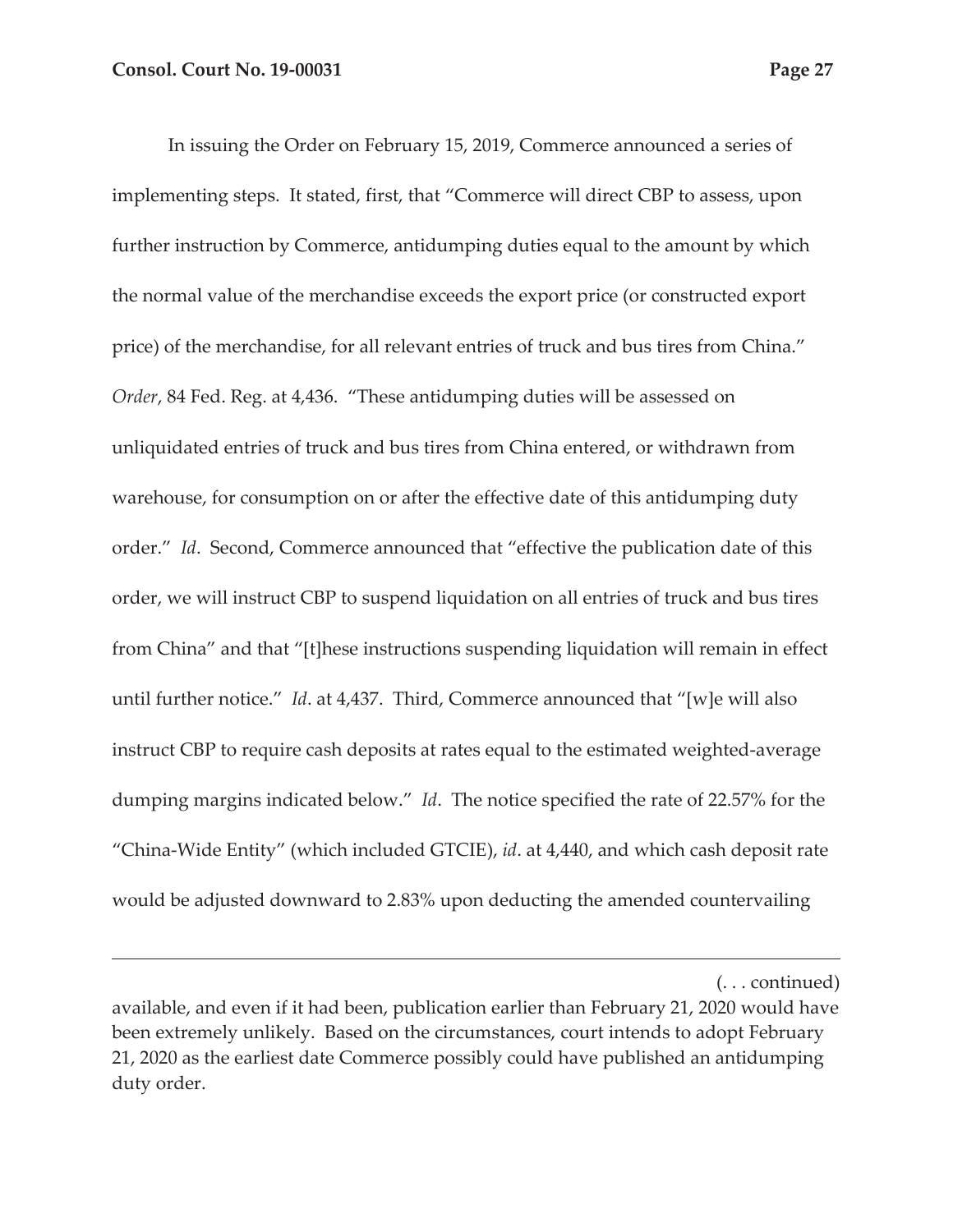In issuing the Order on February 15, 2019, Commerce announced a series of implementing steps. It stated, first, that "Commerce will direct CBP to assess, upon further instruction by Commerce, antidumping duties equal to the amount by which the normal value of the merchandise exceeds the export price (or constructed export price) of the merchandise, for all relevant entries of truck and bus tires from China." *Order*, 84 Fed. Reg. at 4,436. "These antidumping duties will be assessed on unliquidated entries of truck and bus tires from China entered, or withdrawn from warehouse, for consumption on or after the effective date of this antidumping duty order." *Id*. Second, Commerce announced that "effective the publication date of this order, we will instruct CBP to suspend liquidation on all entries of truck and bus tires from China" and that "[t]hese instructions suspending liquidation will remain in effect until further notice." *Id*. at 4,437. Third, Commerce announced that "[w]e will also instruct CBP to require cash deposits at rates equal to the estimated weighted-average dumping margins indicated below." *Id*. The notice specified the rate of 22.57% for the "China-Wide Entity" (which included GTCIE), *id*. at 4,440, and which cash deposit rate would be adjusted downward to 2.83% upon deducting the amended countervailing

---

(. . . continued)

available, and even if it had been, publication earlier than February 21, 2020 would have been extremely unlikely. Based on the circumstances, court intends to adopt February 21, 2020 as the earliest date Commerce possibly could have published an antidumping duty order.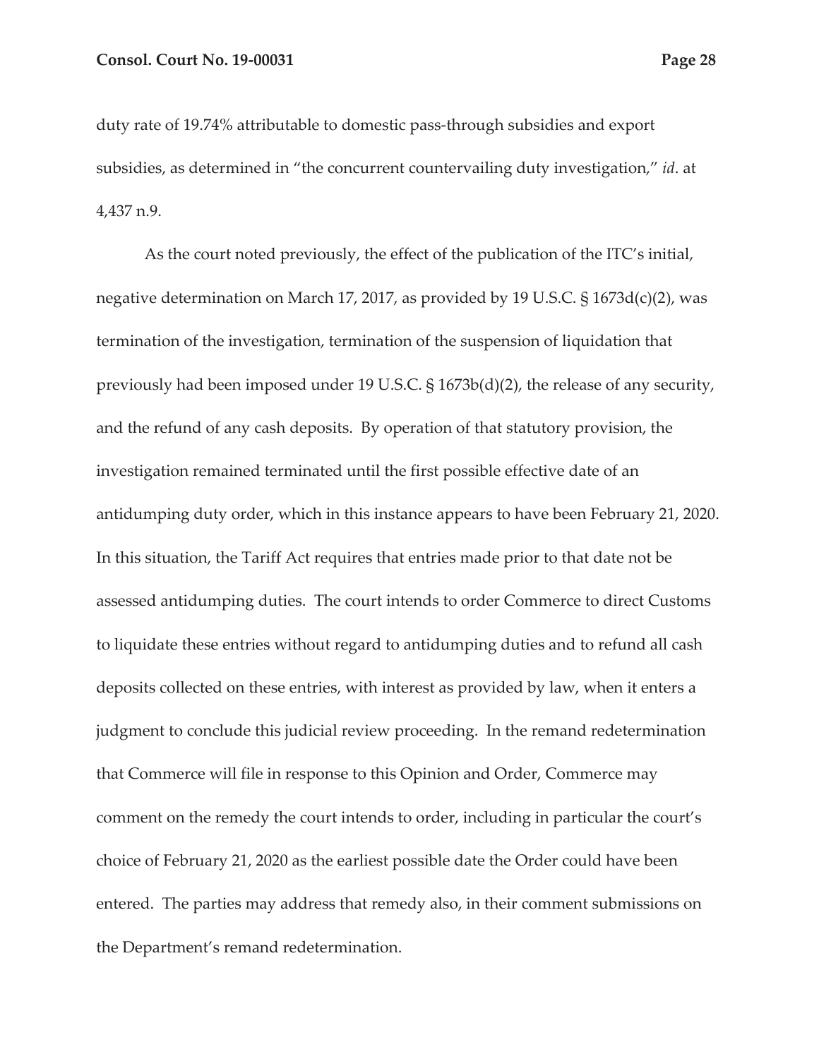duty rate of 19.74% attributable to domestic pass-through subsidies and export subsidies, as determined in "the concurrent countervailing duty investigation," *id*. at 4,437 n.9.

As the court noted previously, the effect of the publication of the ITC's initial, negative determination on March 17, 2017, as provided by 19 U.S.C. § 1673d(c)(2), was termination of the investigation, termination of the suspension of liquidation that previously had been imposed under 19 U.S.C. § 1673b(d)(2), the release of any security, and the refund of any cash deposits. By operation of that statutory provision, the investigation remained terminated until the first possible effective date of an antidumping duty order, which in this instance appears to have been February 21, 2020. In this situation, the Tariff Act requires that entries made prior to that date not be assessed antidumping duties. The court intends to order Commerce to direct Customs to liquidate these entries without regard to antidumping duties and to refund all cash deposits collected on these entries, with interest as provided by law, when it enters a judgment to conclude this judicial review proceeding. In the remand redetermination that Commerce will file in response to this Opinion and Order, Commerce may comment on the remedy the court intends to order, including in particular the court's choice of February 21, 2020 as the earliest possible date the Order could have been entered. The parties may address that remedy also, in their comment submissions on the Department's remand redetermination.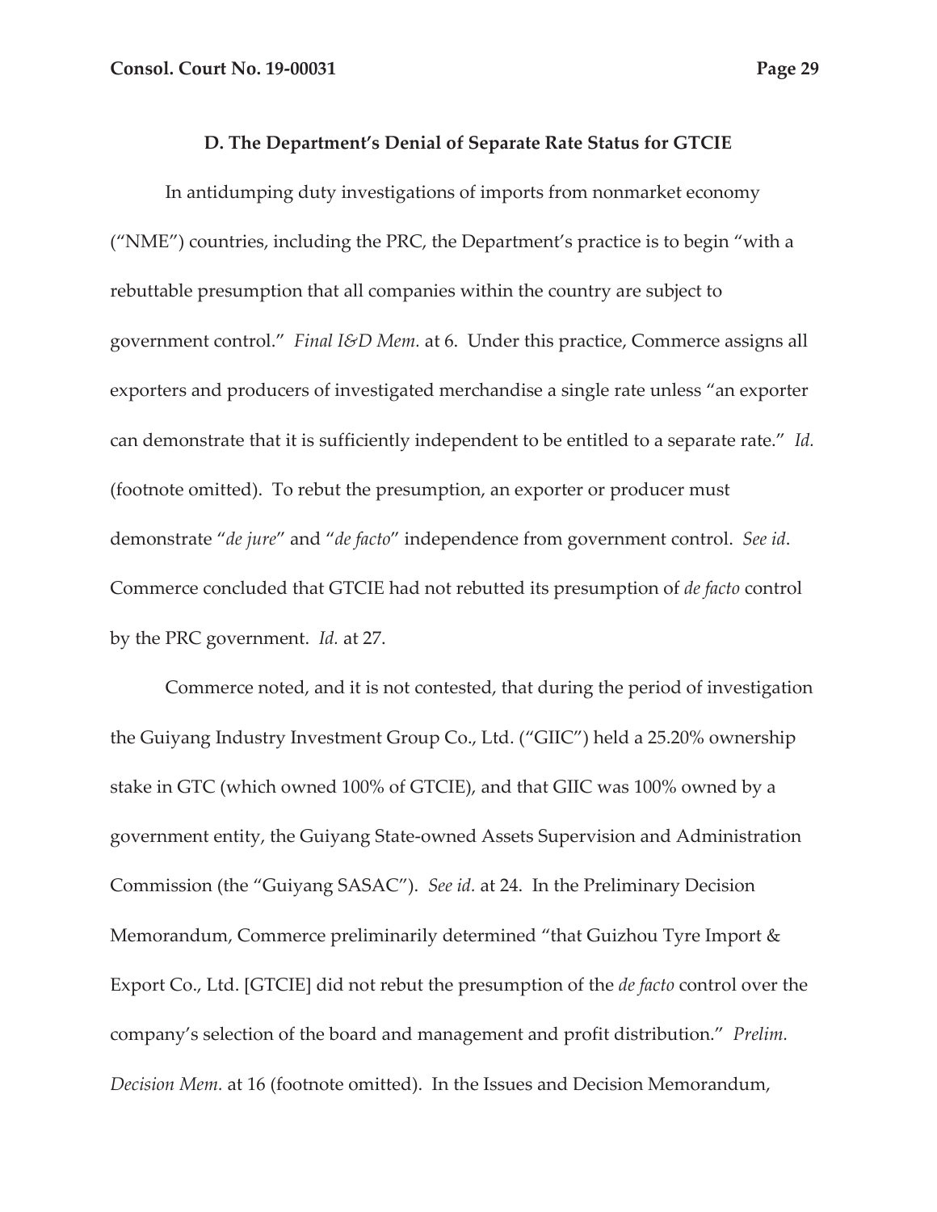### D. The Department's Denial of Separate Rate Status for GTCIE

In antidumping duty investigations of imports from nonmarket economy ("NME") countries, including the PRC, the Department's practice is to begin "with a rebuttable presumption that all companies within the country are subject to government control." *Final I&D Mem.* at 6. Under this practice, Commerce assigns all exporters and producers of investigated merchandise a single rate unless "an exporter can demonstrate that it is sufficiently independent to be entitled to a separate rate." *Id.* (footnote omitted). To rebut the presumption, an exporter or producer must demonstrate "*de jure*" and "*de facto*" independence from government control. *See id*. Commerce concluded that GTCIE had not rebutted its presumption of *de facto* control by the PRC government. *Id.* at 27.

Commerce noted, and it is not contested, that during the period of investigation the Guiyang Industry Investment Group Co., Ltd. ("GIIC") held a 25.20% ownership stake in GTC (which owned 100% of GTCIE), and that GIIC was 100% owned by a government entity, the Guiyang State-owned Assets Supervision and Administration Commission (the "Guiyang SASAC"). *See id.* at 24. In the Preliminary Decision Memorandum, Commerce preliminarily determined "that Guizhou Tyre Import & Export Co., Ltd. [GTCIE] did not rebut the presumption of the *de facto* control over the company's selection of the board and management and profit distribution." *Prelim. Decision Mem.* at 16 (footnote omitted). In the Issues and Decision Memorandum,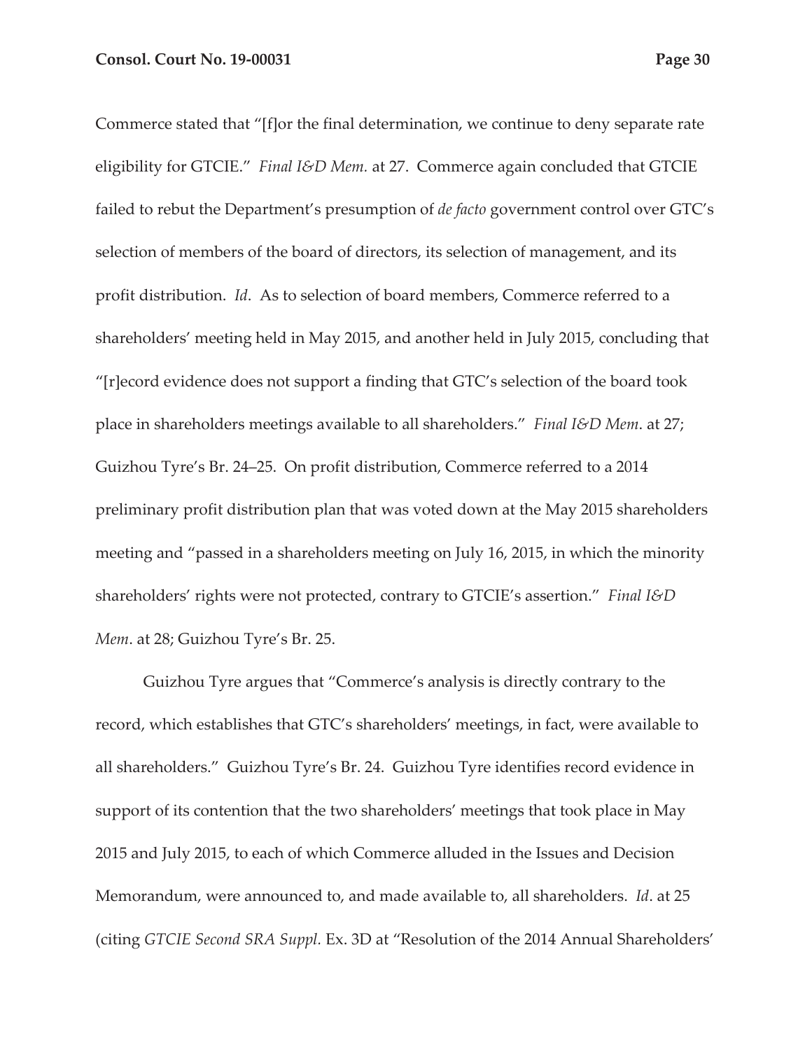Commerce stated that "[f]or the final determination, we continue to deny separate rate eligibility for GTCIE." *Final I&D Mem.* at 27. Commerce again concluded that GTCIE failed to rebut the Department's presumption of *de facto* government control over GTC's selection of members of the board of directors, its selection of management, and its profit distribution. *Id*. As to selection of board members, Commerce referred to a shareholders' meeting held in May 2015, and another held in July 2015, concluding that "[r]ecord evidence does not support a finding that GTC's selection of the board took place in shareholders meetings available to all shareholders." *Final I&D Mem*. at 27; Guizhou Tyre's Br. 24–25. On profit distribution, Commerce referred to a 2014 preliminary profit distribution plan that was voted down at the May 2015 shareholders meeting and "passed in a shareholders meeting on July 16, 2015, in which the minority shareholders' rights were not protected, contrary to GTCIE's assertion." *Final I&D Mem*. at 28; Guizhou Tyre's Br. 25.

Guizhou Tyre argues that "Commerce's analysis is directly contrary to the record, which establishes that GTC's shareholders' meetings, in fact, were available to all shareholders." Guizhou Tyre's Br. 24. Guizhou Tyre identifies record evidence in support of its contention that the two shareholders' meetings that took place in May 2015 and July 2015, to each of which Commerce alluded in the Issues and Decision Memorandum, were announced to, and made available to, all shareholders. *Id*. at 25 (citing *GTCIE Second SRA Suppl.* Ex. 3D at "Resolution of the 2014 Annual Shareholders'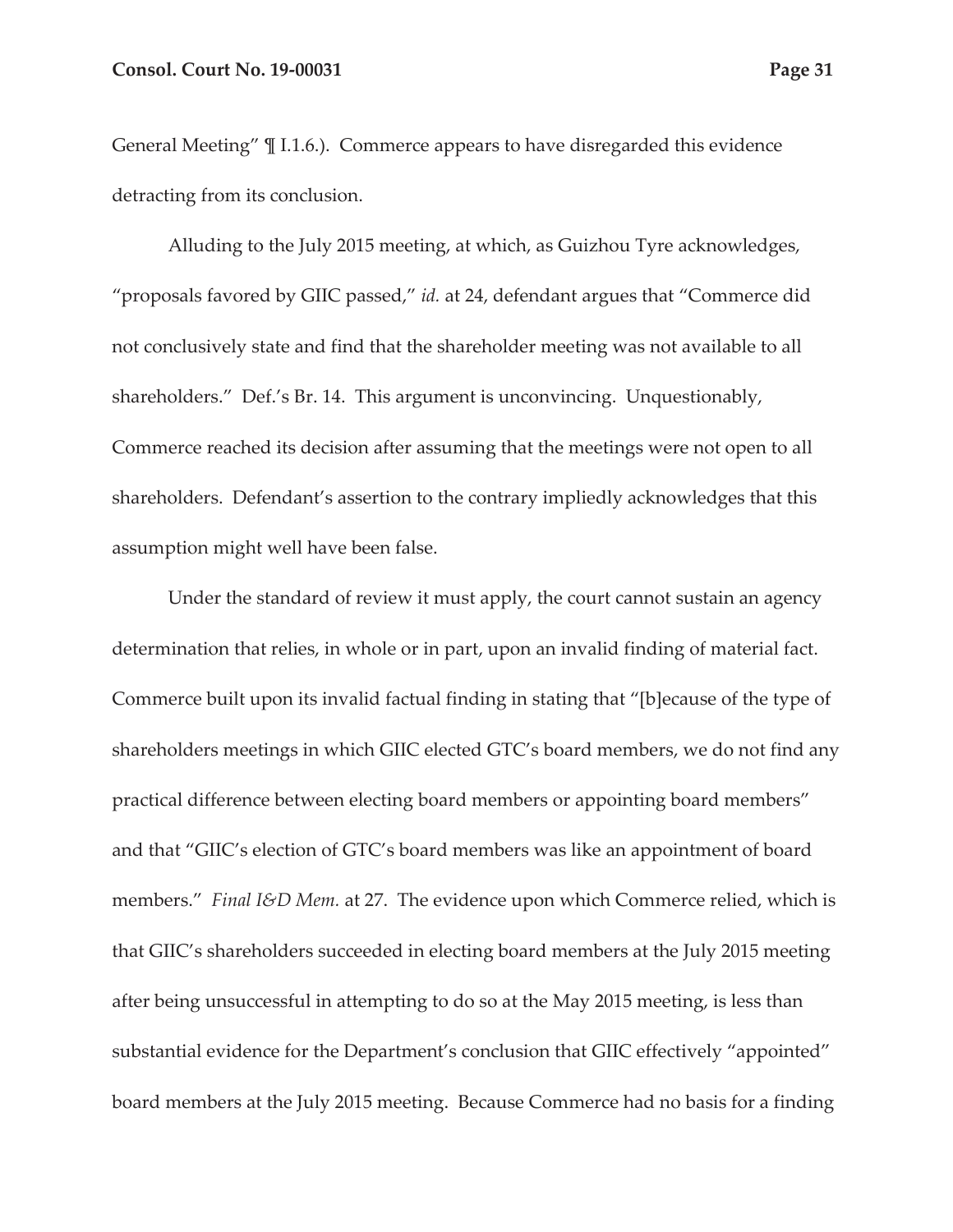General Meeting" ¶ I.1.6.). Commerce appears to have disregarded this evidence detracting from its conclusion.

Alluding to the July 2015 meeting, at which, as Guizhou Tyre acknowledges, "proposals favored by GIIC passed," *id.* at 24, defendant argues that "Commerce did not conclusively state and find that the shareholder meeting was not available to all shareholders." Def.'s Br. 14. This argument is unconvincing. Unquestionably, Commerce reached its decision after assuming that the meetings were not open to all shareholders. Defendant's assertion to the contrary impliedly acknowledges that this assumption might well have been false.

Under the standard of review it must apply, the court cannot sustain an agency determination that relies, in whole or in part, upon an invalid finding of material fact. Commerce built upon its invalid factual finding in stating that "[b]ecause of the type of shareholders meetings in which GIIC elected GTC's board members, we do not find any practical difference between electing board members or appointing board members" and that "GIIC's election of GTC's board members was like an appointment of board members." *Final I&D Mem.* at 27. The evidence upon which Commerce relied, which is that GIIC's shareholders succeeded in electing board members at the July 2015 meeting after being unsuccessful in attempting to do so at the May 2015 meeting, is less than substantial evidence for the Department's conclusion that GIIC effectively "appointed" board members at the July 2015 meeting. Because Commerce had no basis for a finding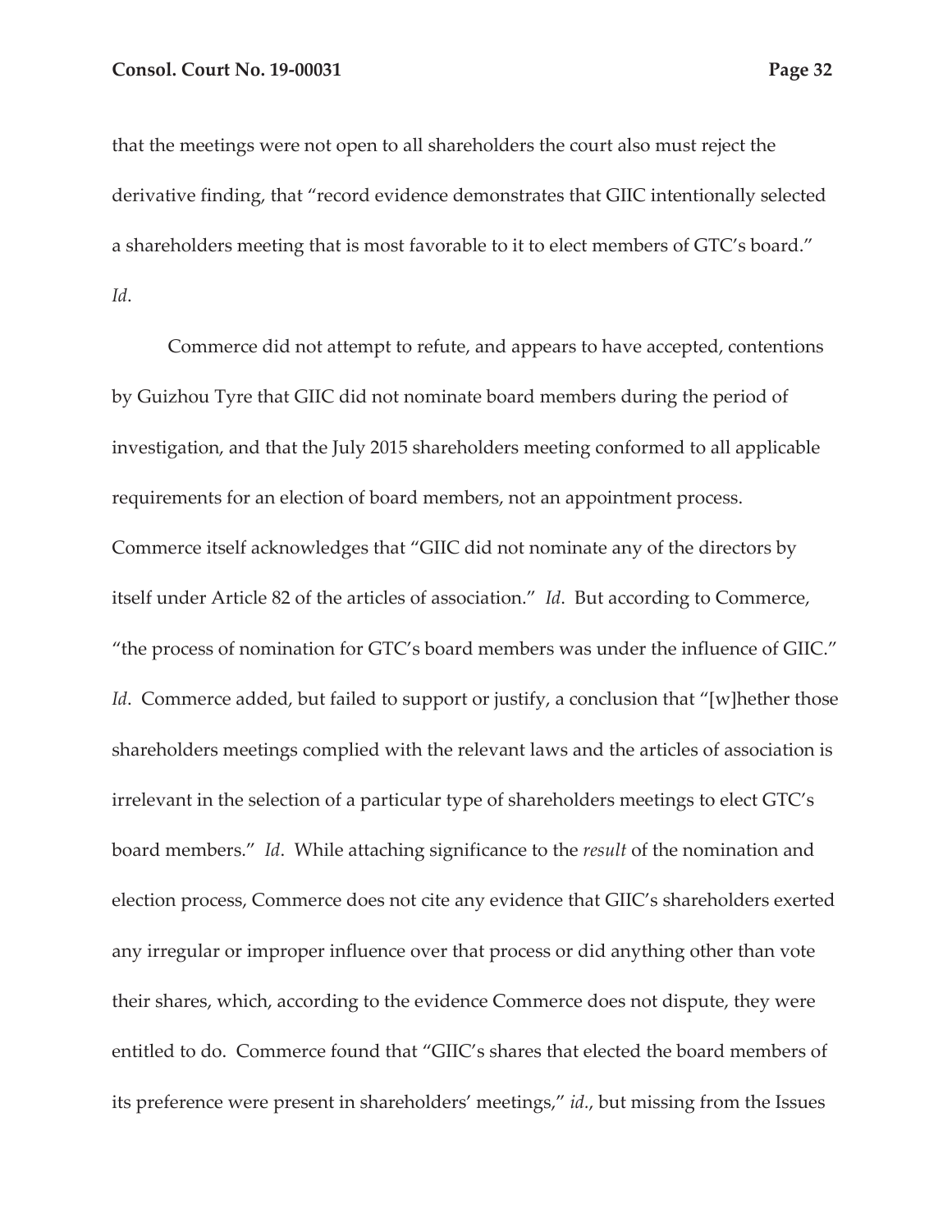that the meetings were not open to all shareholders the court also must reject the derivative finding, that "record evidence demonstrates that GIIC intentionally selected a shareholders meeting that is most favorable to it to elect members of GTC's board." *Id*.

Commerce did not attempt to refute, and appears to have accepted, contentions by Guizhou Tyre that GIIC did not nominate board members during the period of investigation, and that the July 2015 shareholders meeting conformed to all applicable requirements for an election of board members, not an appointment process. Commerce itself acknowledges that "GIIC did not nominate any of the directors by itself under Article 82 of the articles of association." *Id*. But according to Commerce, "the process of nomination for GTC's board members was under the influence of GIIC." *Id*. Commerce added, but failed to support or justify, a conclusion that "[w]hether those shareholders meetings complied with the relevant laws and the articles of association is irrelevant in the selection of a particular type of shareholders meetings to elect GTC's board members." *Id*. While attaching significance to the *result* of the nomination and election process, Commerce does not cite any evidence that GIIC's shareholders exerted any irregular or improper influence over that process or did anything other than vote their shares, which, according to the evidence Commerce does not dispute, they were entitled to do. Commerce found that "GIIC's shares that elected the board members of its preference were present in shareholders' meetings," *id*., but missing from the Issues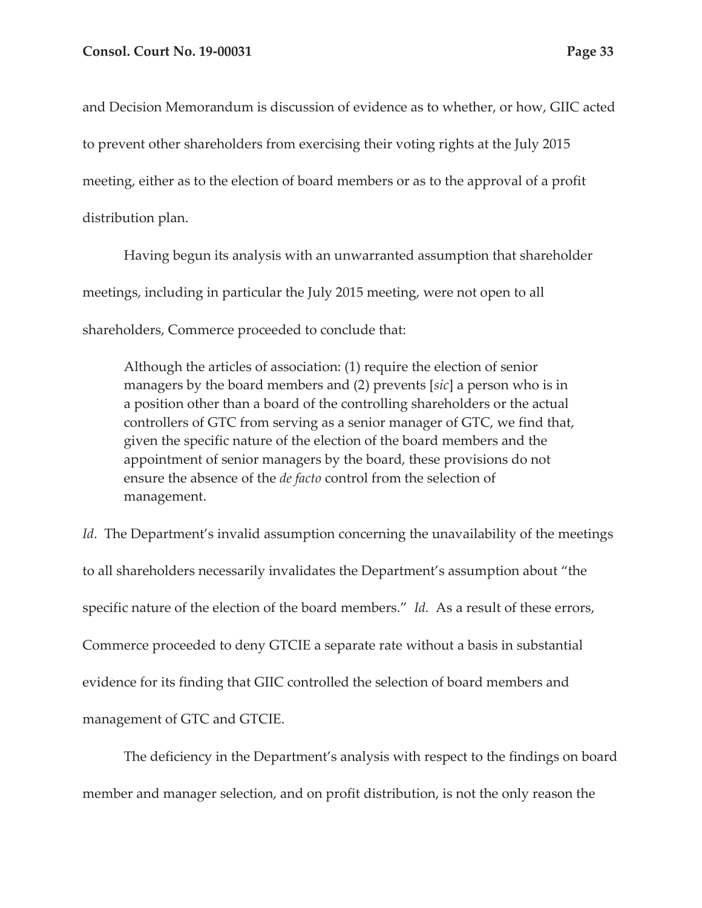and Decision Memorandum is discussion of evidence as to whether, or how, GIIC acted to prevent other shareholders from exercising their voting rights at the July 2015 meeting, either as to the election of board members or as to the approval of a profit distribution plan.

Having begun its analysis with an unwarranted assumption that shareholder meetings, including in particular the July 2015 meeting, were not open to all shareholders, Commerce proceeded to conclude that:

> Although the articles of association: (1) require the election of senior managers by the board members and (2) prevents [*sic*] a person who is in a position other than a board of the controlling shareholders or the actual controllers of GTC from serving as a senior manager of GTC, we find that, given the specific nature of the election of the board members and the appointment of senior managers by the board, these provisions do not ensure the absence of the *de facto* control from the selection of management.

*Id*. The Department's invalid assumption concerning the unavailability of the meetings to all shareholders necessarily invalidates the Department's assumption about "the specific nature of the election of the board members." *Id*. As a result of these errors, Commerce proceeded to deny GTCIE a separate rate without a basis in substantial evidence for its finding that GIIC controlled the selection of board members and management of GTC and GTCIE.

The deficiency in the Department's analysis with respect to the findings on board member and manager selection, and on profit distribution, is not the only reason the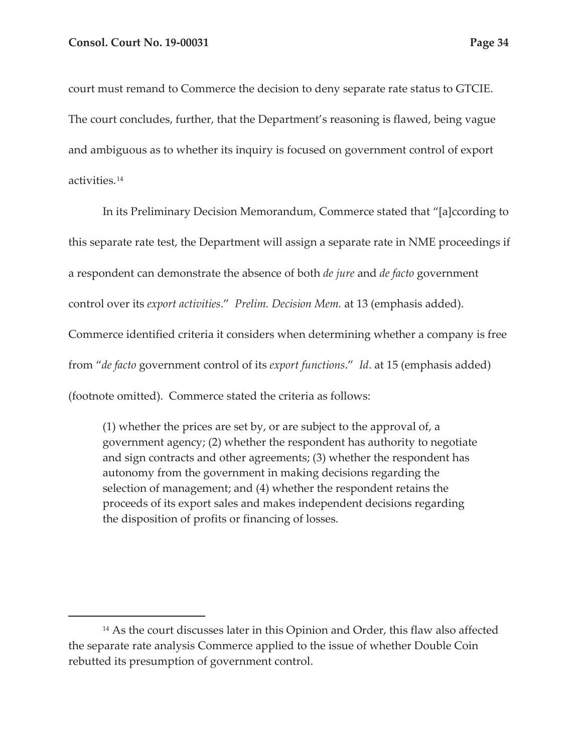court must remand to Commerce the decision to deny separate rate status to GTCIE. The court concludes, further, that the Department's reasoning is flawed, being vague and ambiguous as to whether its inquiry is focused on government control of export activities.[14]

In its Preliminary Decision Memorandum, Commerce stated that "[a]ccording to this separate rate test, the Department will assign a separate rate in NME proceedings if a respondent can demonstrate the absence of both *de jure* and *de facto* government control over its *export activities*." *Prelim. Decision Mem.* at 13 (emphasis added). Commerce identified criteria it considers when determining whether a company is free from "*de facto* government control of its *export functions*." *Id*. at 15 (emphasis added) (footnote omitted). Commerce stated the criteria as follows:

> (1) whether the prices are set by, or are subject to the approval of, a government agency; (2) whether the respondent has authority to negotiate and sign contracts and other agreements; (3) whether the respondent has autonomy from the government in making decisions regarding the selection of management; and (4) whether the respondent retains the proceeds of its export sales and makes independent decisions regarding the disposition of profits or financing of losses.

---

[14] As the court discusses later in this Opinion and Order, this flaw also affected the separate rate analysis Commerce applied to the issue of whether Double Coin rebutted its presumption of government control.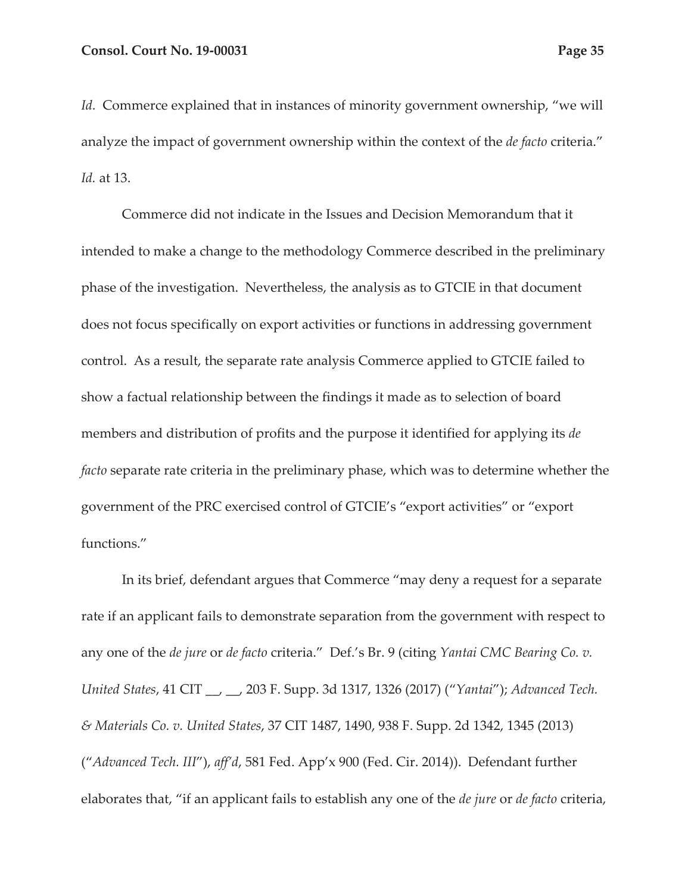*Id.* Commerce explained that in instances of minority government ownership, "we will analyze the impact of government ownership within the context of the *de facto* criteria." *Id.* at 13.

Commerce did not indicate in the Issues and Decision Memorandum that it intended to make a change to the methodology Commerce described in the preliminary phase of the investigation. Nevertheless, the analysis as to GTCIE in that document does not focus specifically on export activities or functions in addressing government control. As a result, the separate rate analysis Commerce applied to GTCIE failed to show a factual relationship between the findings it made as to selection of board members and distribution of profits and the purpose it identified for applying its *de facto* separate rate criteria in the preliminary phase, which was to determine whether the government of the PRC exercised control of GTCIE's "export activities" or "export functions."

In its brief, defendant argues that Commerce "may deny a request for a separate rate if an applicant fails to demonstrate separation from the government with respect to any one of the *de jure* or *de facto* criteria." Def.'s Br. 9 (citing *Yantai CMC Bearing Co. v. United States*, 41 CIT __, __, 203 F. Supp. 3d 1317, 1326 (2017) ("*Yantai*"); *Advanced Tech. & Materials Co. v. United States*, 37 CIT 1487, 1490, 938 F. Supp. 2d 1342, 1345 (2013) ("*Advanced Tech. III*"), *aff'd*, 581 Fed. App'x 900 (Fed. Cir. 2014)). Defendant further elaborates that, "if an applicant fails to establish any one of the *de jure* or *de facto* criteria,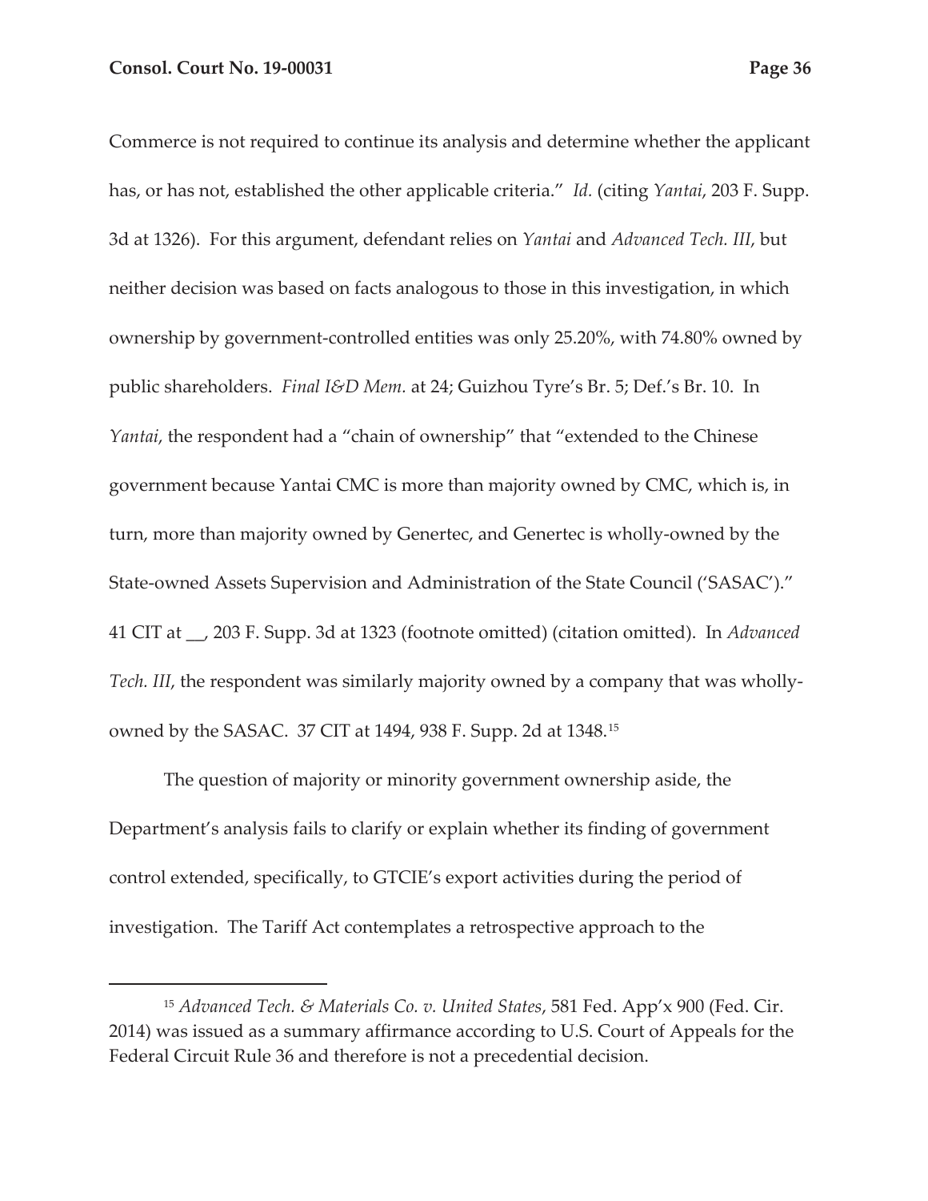Commerce is not required to continue its analysis and determine whether the applicant has, or has not, established the other applicable criteria." *Id.* (citing *Yantai*, 203 F. Supp. 3d at 1326). For this argument, defendant relies on *Yantai* and *Advanced Tech. III*, but neither decision was based on facts analogous to those in this investigation, in which ownership by government-controlled entities was only 25.20%, with 74.80% owned by public shareholders. *Final I&D Mem.* at 24; Guizhou Tyre's Br. 5; Def.'s Br. 10. In *Yantai*, the respondent had a "chain of ownership" that "extended to the Chinese government because Yantai CMC is more than majority owned by CMC, which is, in turn, more than majority owned by Genertec, and Genertec is wholly-owned by the State-owned Assets Supervision and Administration of the State Council ('SASAC')." 41 CIT at __, 203 F. Supp. 3d at 1323 (footnote omitted) (citation omitted). In *Advanced Tech. III*, the respondent was similarly majority owned by a company that was wholly-owned by the SASAC. 37 CIT at 1494, 938 F. Supp. 2d at 1348.[15]

The question of majority or minority government ownership aside, the Department's analysis fails to clarify or explain whether its finding of government control extended, specifically, to GTCIE's export activities during the period of investigation. The Tariff Act contemplates a retrospective approach to the

---

[15] *Advanced Tech. & Materials Co. v. United States*, 581 Fed. App'x 900 (Fed. Cir. 2014) was issued as a summary affirmance according to U.S. Court of Appeals for the Federal Circuit Rule 36 and therefore is not a precedential decision.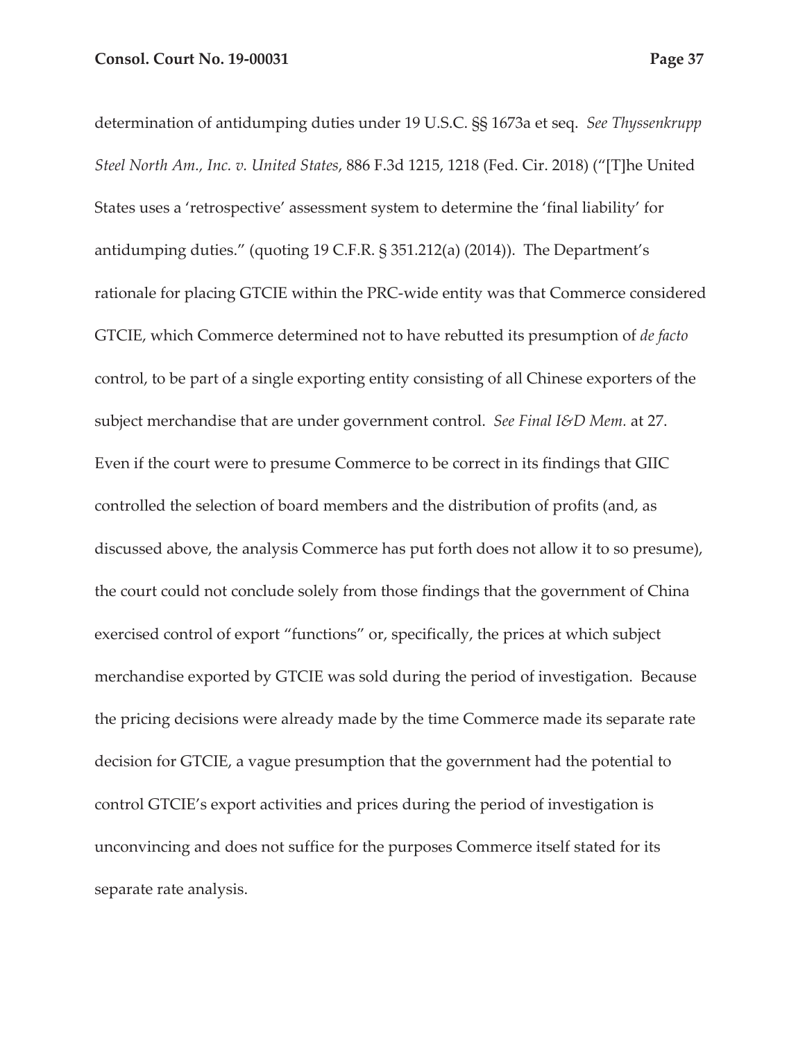determination of antidumping duties under 19 U.S.C. §§ 1673a et seq. *See Thyssenkrupp Steel North Am., Inc. v. United States*, 886 F.3d 1215, 1218 (Fed. Cir. 2018) ("[T]he United States uses a 'retrospective' assessment system to determine the 'final liability' for antidumping duties." (quoting 19 C.F.R. § 351.212(a) (2014)). The Department's rationale for placing GTCIE within the PRC-wide entity was that Commerce considered GTCIE, which Commerce determined not to have rebutted its presumption of *de facto* control, to be part of a single exporting entity consisting of all Chinese exporters of the subject merchandise that are under government control. *See Final I&D Mem.* at 27. Even if the court were to presume Commerce to be correct in its findings that GIIC controlled the selection of board members and the distribution of profits (and, as discussed above, the analysis Commerce has put forth does not allow it to so presume), the court could not conclude solely from those findings that the government of China exercised control of export "functions" or, specifically, the prices at which subject merchandise exported by GTCIE was sold during the period of investigation. Because the pricing decisions were already made by the time Commerce made its separate rate decision for GTCIE, a vague presumption that the government had the potential to control GTCIE's export activities and prices during the period of investigation is unconvincing and does not suffice for the purposes Commerce itself stated for its separate rate analysis.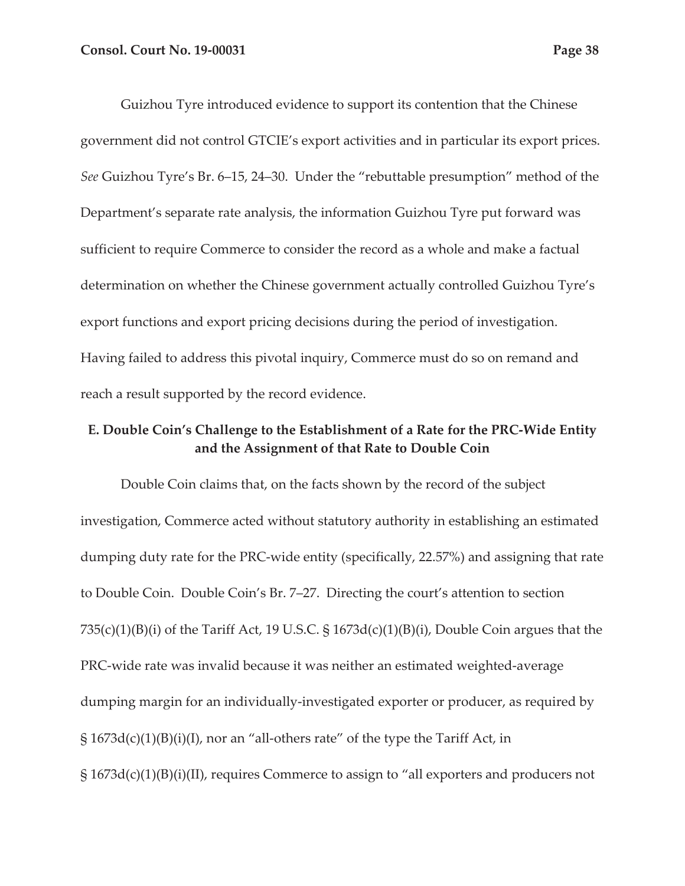Guizhou Tyre introduced evidence to support its contention that the Chinese government did not control GTCIE's export activities and in particular its export prices. *See* Guizhou Tyre's Br. 6–15, 24–30. Under the "rebuttable presumption" method of the Department's separate rate analysis, the information Guizhou Tyre put forward was sufficient to require Commerce to consider the record as a whole and make a factual determination on whether the Chinese government actually controlled Guizhou Tyre's export functions and export pricing decisions during the period of investigation. Having failed to address this pivotal inquiry, Commerce must do so on remand and reach a result supported by the record evidence.

### E. Double Coin's Challenge to the Establishment of a Rate for the PRC-Wide Entity and the Assignment of that Rate to Double Coin

Double Coin claims that, on the facts shown by the record of the subject investigation, Commerce acted without statutory authority in establishing an estimated dumping duty rate for the PRC-wide entity (specifically, 22.57%) and assigning that rate to Double Coin. Double Coin's Br. 7–27. Directing the court's attention to section 735(c)(1)(B)(i) of the Tariff Act, 19 U.S.C. § 1673d(c)(1)(B)(i), Double Coin argues that the PRC-wide rate was invalid because it was neither an estimated weighted-average dumping margin for an individually-investigated exporter or producer, as required by § 1673d(c)(1)(B)(i)(I), nor an "all-others rate" of the type the Tariff Act, in § 1673d(c)(1)(B)(i)(II), requires Commerce to assign to "all exporters and producers not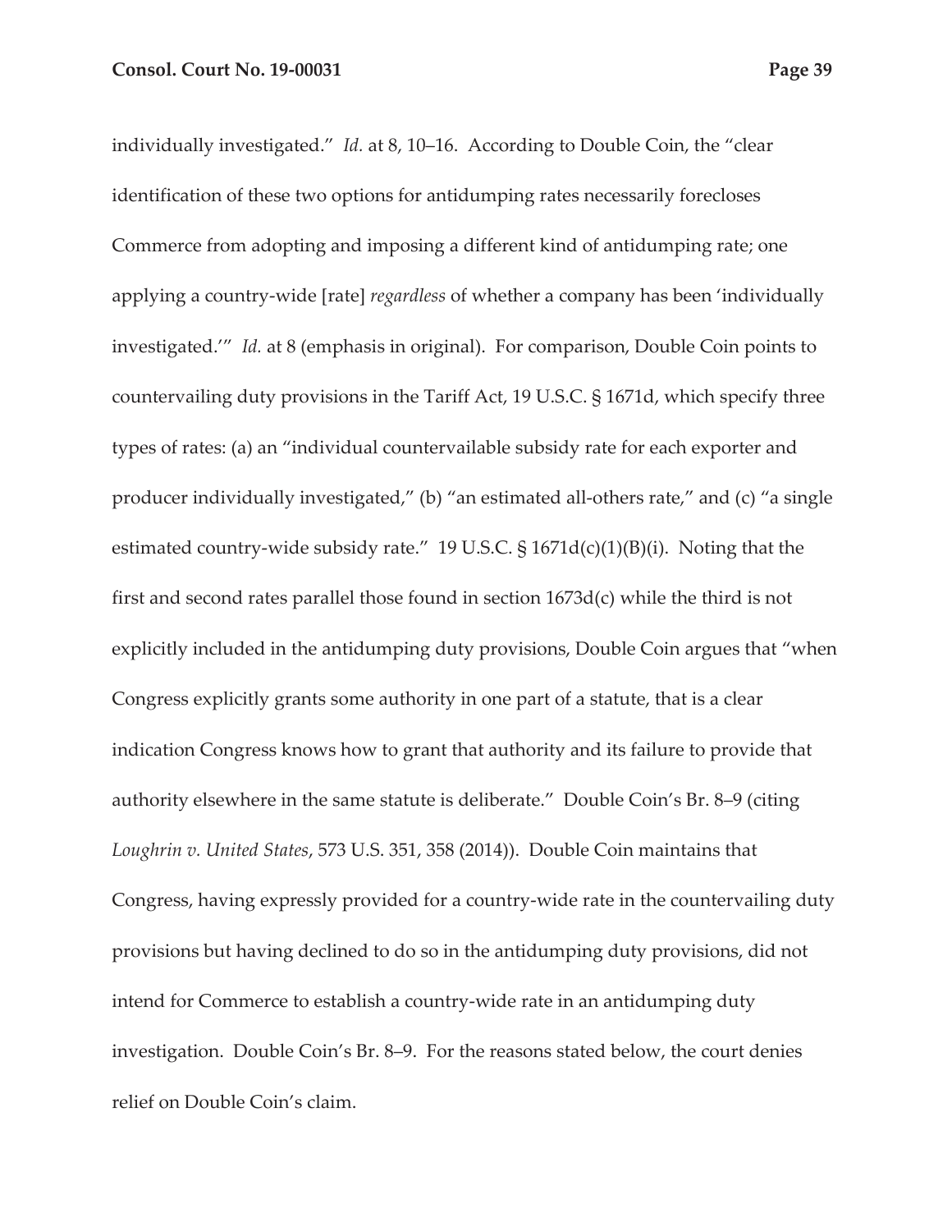individually investigated." *Id.* at 8, 10–16. According to Double Coin, the "clear identification of these two options for antidumping rates necessarily forecloses Commerce from adopting and imposing a different kind of antidumping rate; one applying a country-wide [rate] *regardless* of whether a company has been 'individually investigated.'" *Id.* at 8 (emphasis in original). For comparison, Double Coin points to countervailing duty provisions in the Tariff Act, 19 U.S.C. § 1671d, which specify three types of rates: (a) an "individual countervailable subsidy rate for each exporter and producer individually investigated," (b) "an estimated all-others rate," and (c) "a single estimated country-wide subsidy rate." 19 U.S.C. § 1671d(c)(1)(B)(i). Noting that the first and second rates parallel those found in section 1673d(c) while the third is not explicitly included in the antidumping duty provisions, Double Coin argues that "when Congress explicitly grants some authority in one part of a statute, that is a clear indication Congress knows how to grant that authority and its failure to provide that authority elsewhere in the same statute is deliberate." Double Coin's Br. 8–9 (citing *Loughrin v. United States*, 573 U.S. 351, 358 (2014)). Double Coin maintains that Congress, having expressly provided for a country-wide rate in the countervailing duty provisions but having declined to do so in the antidumping duty provisions, did not intend for Commerce to establish a country-wide rate in an antidumping duty investigation. Double Coin's Br. 8–9. For the reasons stated below, the court denies relief on Double Coin's claim.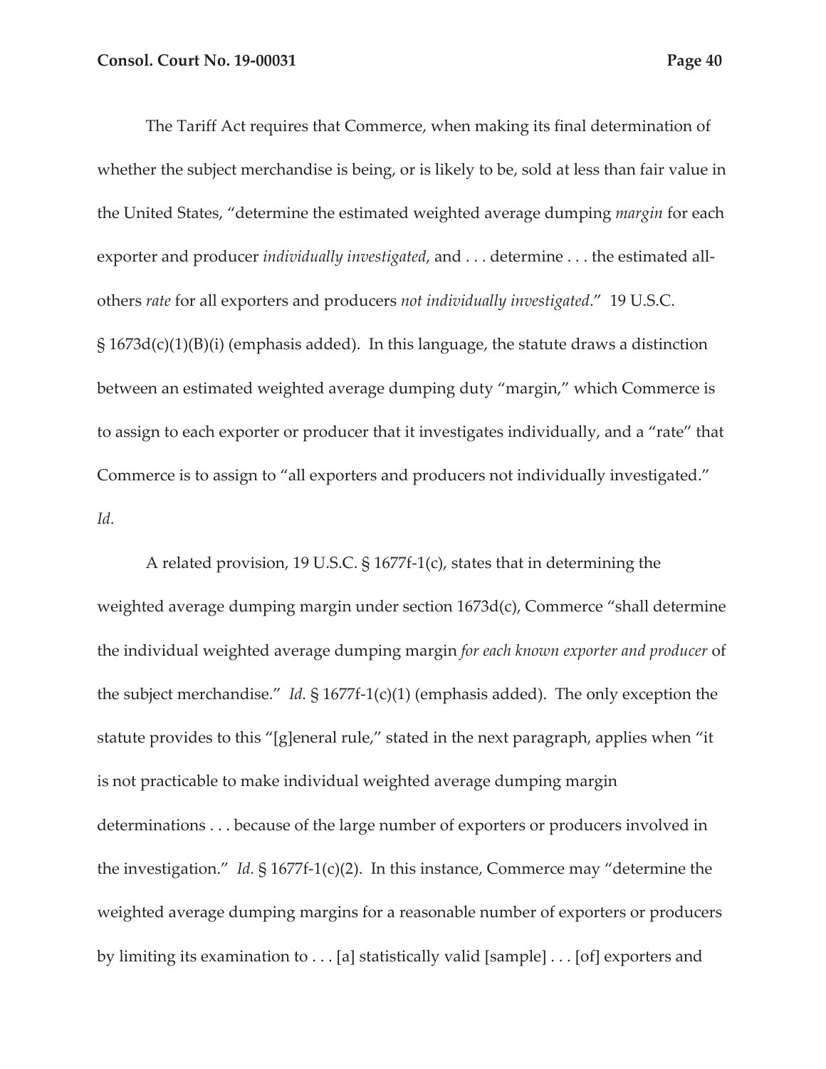The Tariff Act requires that Commerce, when making its final determination of whether the subject merchandise is being, or is likely to be, sold at less than fair value in the United States, "determine the estimated weighted average dumping *margin* for each exporter and producer *individually investigated*, and . . . determine . . . the estimated all-others *rate* for all exporters and producers *not individually investigated*." 19 U.S.C. § 1673d(c)(1)(B)(i) (emphasis added). In this language, the statute draws a distinction between an estimated weighted average dumping duty "margin," which Commerce is to assign to each exporter or producer that it investigates individually, and a "rate" that Commerce is to assign to "all exporters and producers not individually investigated." *Id.*

A related provision, 19 U.S.C. § 1677f-1(c), states that in determining the weighted average dumping margin under section 1673d(c), Commerce "shall determine the individual weighted average dumping margin *for each known exporter and producer* of the subject merchandise." *Id.* § 1677f-1(c)(1) (emphasis added). The only exception the statute provides to this "[g]eneral rule," stated in the next paragraph, applies when "it is not practicable to make individual weighted average dumping margin determinations . . . because of the large number of exporters or producers involved in the investigation." *Id.* § 1677f-1(c)(2). In this instance, Commerce may "determine the weighted average dumping margins for a reasonable number of exporters or producers by limiting its examination to . . . [a] statistically valid [sample] . . . [of] exporters and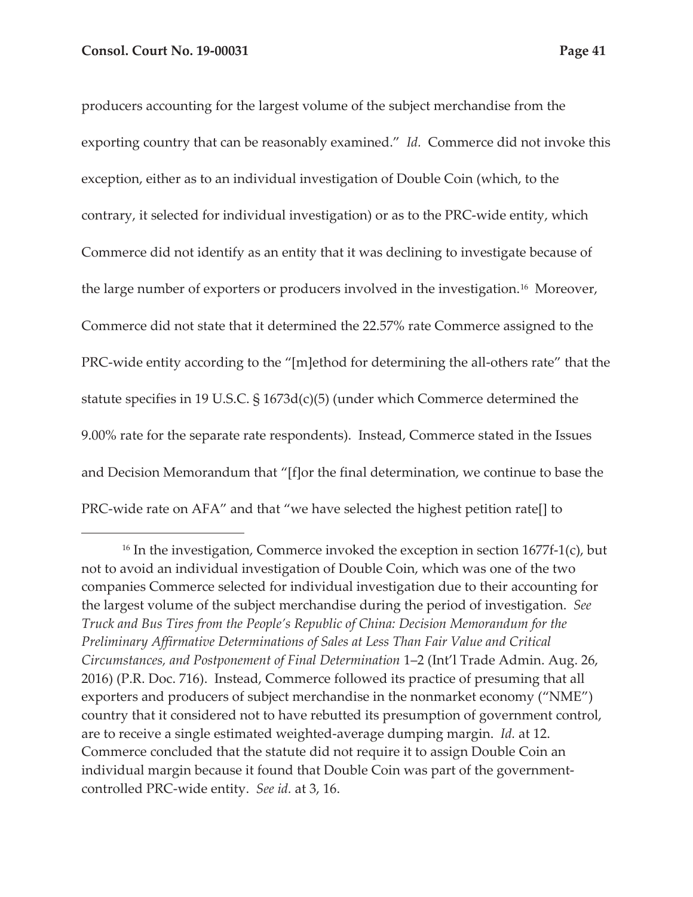producers accounting for the largest volume of the subject merchandise from the exporting country that can be reasonably examined." *Id.* Commerce did not invoke this exception, either as to an individual investigation of Double Coin (which, to the contrary, it selected for individual investigation) or as to the PRC-wide entity, which Commerce did not identify as an entity that it was declining to investigate because of the large number of exporters or producers involved in the investigation.[16] Moreover, Commerce did not state that it determined the 22.57% rate Commerce assigned to the PRC-wide entity according to the "[m]ethod for determining the all-others rate" that the statute specifies in 19 U.S.C. § 1673d(c)(5) (under which Commerce determined the 9.00% rate for the separate rate respondents). Instead, Commerce stated in the Issues and Decision Memorandum that "[f]or the final determination, we continue to base the PRC-wide rate on AFA" and that "we have selected the highest petition rate[] to

---

[16] In the investigation, Commerce invoked the exception in section 1677f-1(c), but not to avoid an individual investigation of Double Coin, which was one of the two companies Commerce selected for individual investigation due to their accounting for the largest volume of the subject merchandise during the period of investigation. *See Truck and Bus Tires from the People's Republic of China: Decision Memorandum for the Preliminary Affirmative Determinations of Sales at Less Than Fair Value and Critical Circumstances, and Postponement of Final Determination* 1–2 (Int'l Trade Admin. Aug. 26, 2016) (P.R. Doc. 716). Instead, Commerce followed its practice of presuming that all exporters and producers of subject merchandise in the nonmarket economy ("NME") country that it considered not to have rebutted its presumption of government control, are to receive a single estimated weighted-average dumping margin. *Id.* at 12. Commerce concluded that the statute did not require it to assign Double Coin an individual margin because it found that Double Coin was part of the government-controlled PRC-wide entity. *See id.* at 3, 16.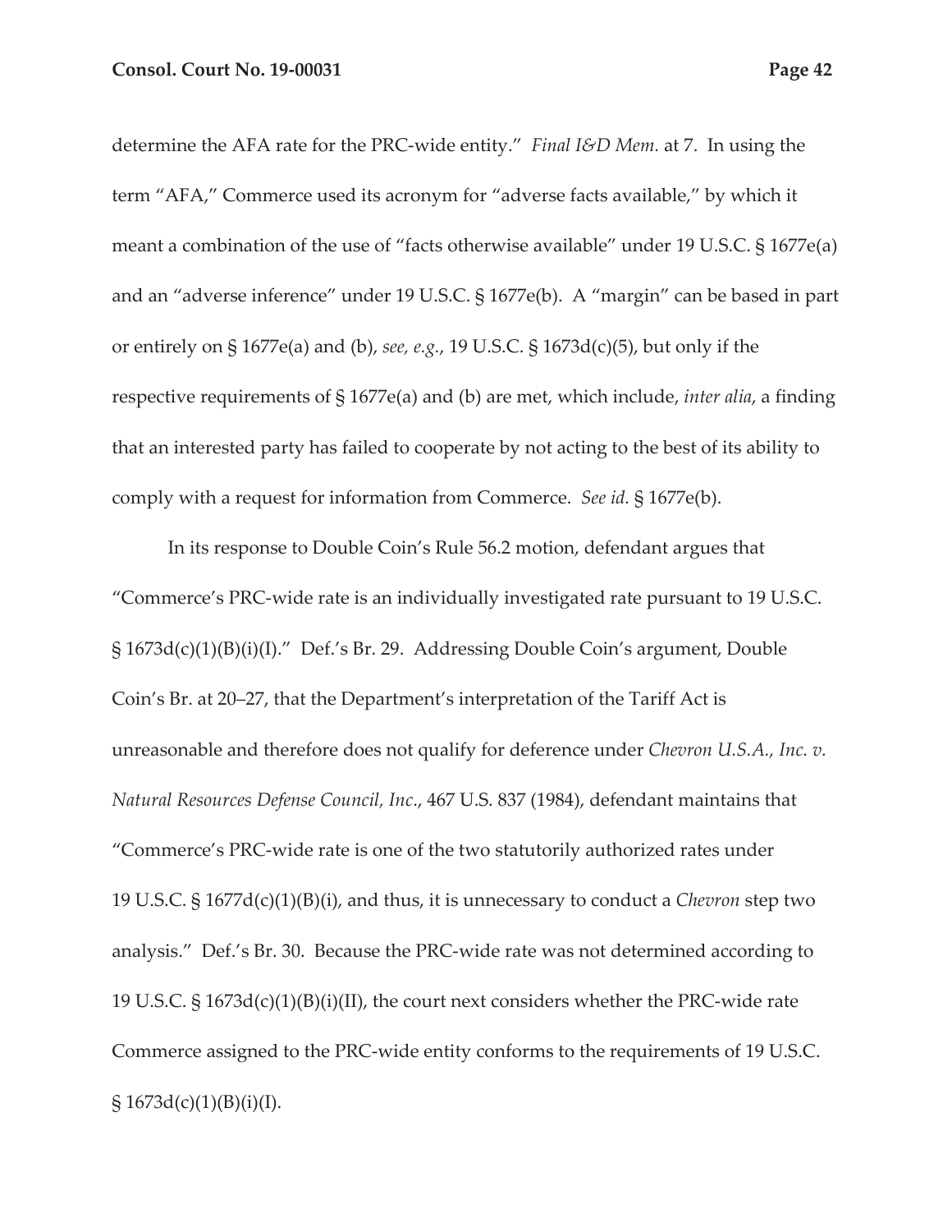determine the AFA rate for the PRC-wide entity." *Final I&D Mem.* at 7. In using the term "AFA," Commerce used its acronym for "adverse facts available," by which it meant a combination of the use of "facts otherwise available" under 19 U.S.C. § 1677e(a) and an "adverse inference" under 19 U.S.C. § 1677e(b). A "margin" can be based in part or entirely on § 1677e(a) and (b), *see, e.g.*, 19 U.S.C. § 1673d(c)(5), but only if the respective requirements of § 1677e(a) and (b) are met, which include, *inter alia*, a finding that an interested party has failed to cooperate by not acting to the best of its ability to comply with a request for information from Commerce. *See id.* § 1677e(b).

In its response to Double Coin's Rule 56.2 motion, defendant argues that "Commerce's PRC-wide rate is an individually investigated rate pursuant to 19 U.S.C. § 1673d(c)(1)(B)(i)(I)." Def.'s Br. 29. Addressing Double Coin's argument, Double Coin's Br. at 20–27, that the Department's interpretation of the Tariff Act is unreasonable and therefore does not qualify for deference under *Chevron U.S.A., Inc. v. Natural Resources Defense Council, Inc*., 467 U.S. 837 (1984), defendant maintains that "Commerce's PRC-wide rate is one of the two statutorily authorized rates under 19 U.S.C. § 1677d(c)(1)(B)(i), and thus, it is unnecessary to conduct a *Chevron* step two analysis." Def.'s Br. 30. Because the PRC-wide rate was not determined according to 19 U.S.C. § 1673d(c)(1)(B)(i)(II), the court next considers whether the PRC-wide rate Commerce assigned to the PRC-wide entity conforms to the requirements of 19 U.S.C. § 1673d(c)(1)(B)(i)(I).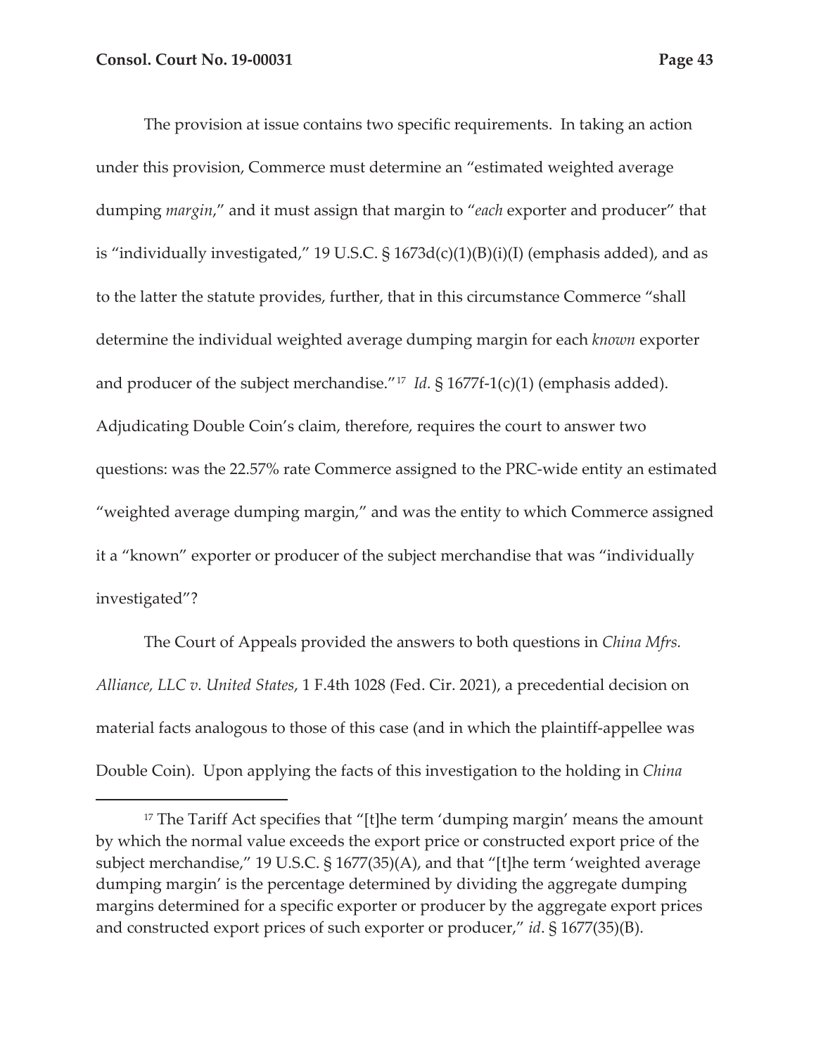The provision at issue contains two specific requirements. In taking an action under this provision, Commerce must determine an "estimated weighted average dumping *margin*," and it must assign that margin to "*each* exporter and producer" that is "individually investigated," 19 U.S.C. § 1673d(c)(1)(B)(i)(I) (emphasis added), and as to the latter the statute provides, further, that in this circumstance Commerce "shall determine the individual weighted average dumping margin for each *known* exporter and producer of the subject merchandise."[17] *Id.* § 1677f-1(c)(1) (emphasis added). Adjudicating Double Coin's claim, therefore, requires the court to answer two questions: was the 22.57% rate Commerce assigned to the PRC-wide entity an estimated "weighted average dumping margin," and was the entity to which Commerce assigned it a "known" exporter or producer of the subject merchandise that was "individually investigated"?

The Court of Appeals provided the answers to both questions in *China Mfrs. Alliance, LLC v. United States*, 1 F.4th 1028 (Fed. Cir. 2021), a precedential decision on material facts analogous to those of this case (and in which the plaintiff-appellee was Double Coin). Upon applying the facts of this investigation to the holding in *China*

---

[17] The Tariff Act specifies that "[t]he term 'dumping margin' means the amount by which the normal value exceeds the export price or constructed export price of the subject merchandise," 19 U.S.C. § 1677(35)(A), and that "[t]he term 'weighted average dumping margin' is the percentage determined by dividing the aggregate dumping margins determined for a specific exporter or producer by the aggregate export prices and constructed export prices of such exporter or producer," *id*. § 1677(35)(B).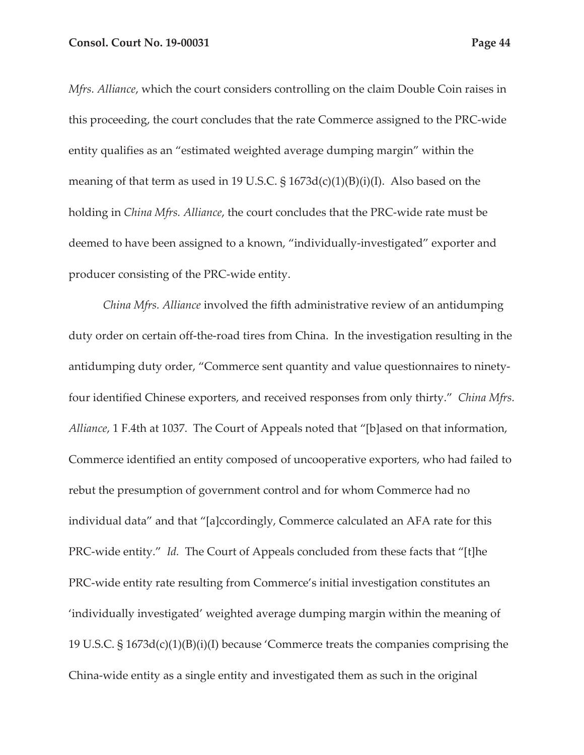*Mfrs. Alliance*, which the court considers controlling on the claim Double Coin raises in this proceeding, the court concludes that the rate Commerce assigned to the PRC-wide entity qualifies as an "estimated weighted average dumping margin" within the meaning of that term as used in 19 U.S.C. § 1673d(c)(1)(B)(i)(I). Also based on the holding in *China Mfrs. Alliance*, the court concludes that the PRC-wide rate must be deemed to have been assigned to a known, "individually-investigated" exporter and producer consisting of the PRC-wide entity.

*China Mfrs. Alliance* involved the fifth administrative review of an antidumping duty order on certain off-the-road tires from China. In the investigation resulting in the antidumping duty order, "Commerce sent quantity and value questionnaires to ninety-four identified Chinese exporters, and received responses from only thirty." *China Mfrs. Alliance*, 1 F.4th at 1037. The Court of Appeals noted that "[b]ased on that information, Commerce identified an entity composed of uncooperative exporters, who had failed to rebut the presumption of government control and for whom Commerce had no individual data" and that "[a]ccordingly, Commerce calculated an AFA rate for this PRC-wide entity." *Id.* The Court of Appeals concluded from these facts that "[t]he PRC-wide entity rate resulting from Commerce's initial investigation constitutes an 'individually investigated' weighted average dumping margin within the meaning of 19 U.S.C. § 1673d(c)(1)(B)(i)(I) because 'Commerce treats the companies comprising the China-wide entity as a single entity and investigated them as such in the original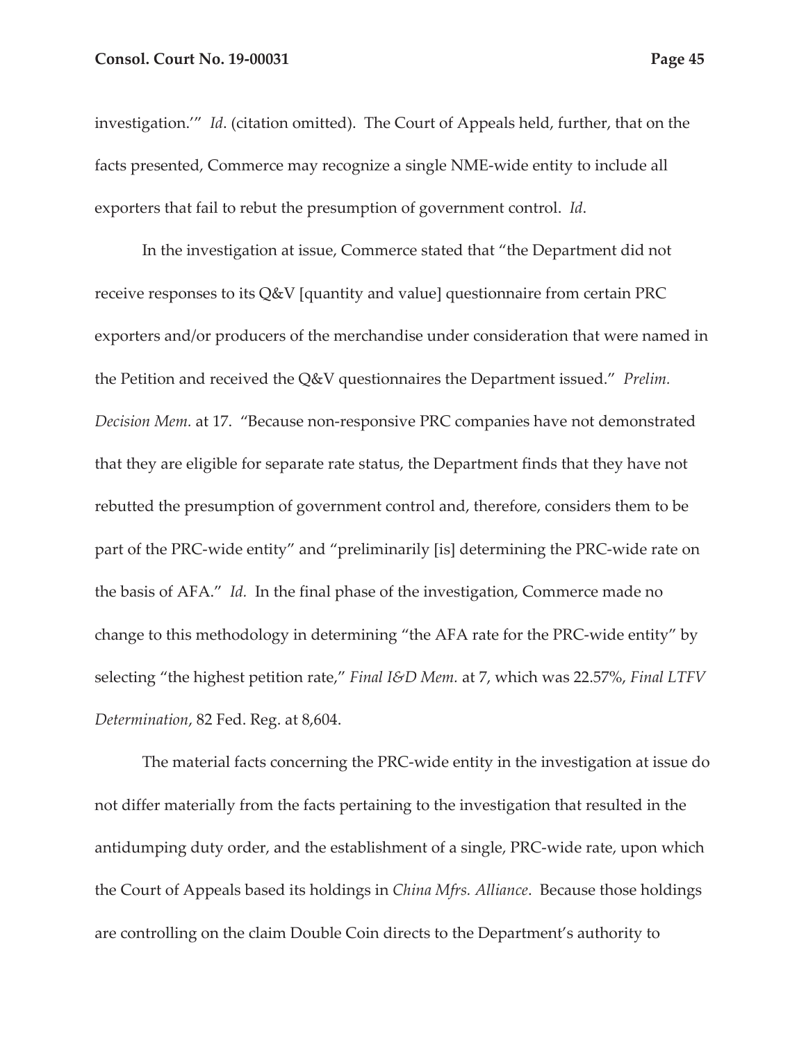investigation.'" *Id*. (citation omitted). The Court of Appeals held, further, that on the facts presented, Commerce may recognize a single NME-wide entity to include all exporters that fail to rebut the presumption of government control. *Id*.

In the investigation at issue, Commerce stated that "the Department did not receive responses to its Q&V [quantity and value] questionnaire from certain PRC exporters and/or producers of the merchandise under consideration that were named in the Petition and received the Q&V questionnaires the Department issued." *Prelim. Decision Mem.* at 17. "Because non-responsive PRC companies have not demonstrated that they are eligible for separate rate status, the Department finds that they have not rebutted the presumption of government control and, therefore, considers them to be part of the PRC-wide entity" and "preliminarily [is] determining the PRC-wide rate on the basis of AFA." *Id.* In the final phase of the investigation, Commerce made no change to this methodology in determining "the AFA rate for the PRC-wide entity" by selecting "the highest petition rate," *Final I&D Mem.* at 7, which was 22.57%, *Final LTFV Determination*, 82 Fed. Reg. at 8,604.

The material facts concerning the PRC-wide entity in the investigation at issue do not differ materially from the facts pertaining to the investigation that resulted in the antidumping duty order, and the establishment of a single, PRC-wide rate, upon which the Court of Appeals based its holdings in *China Mfrs. Alliance*. Because those holdings are controlling on the claim Double Coin directs to the Department's authority to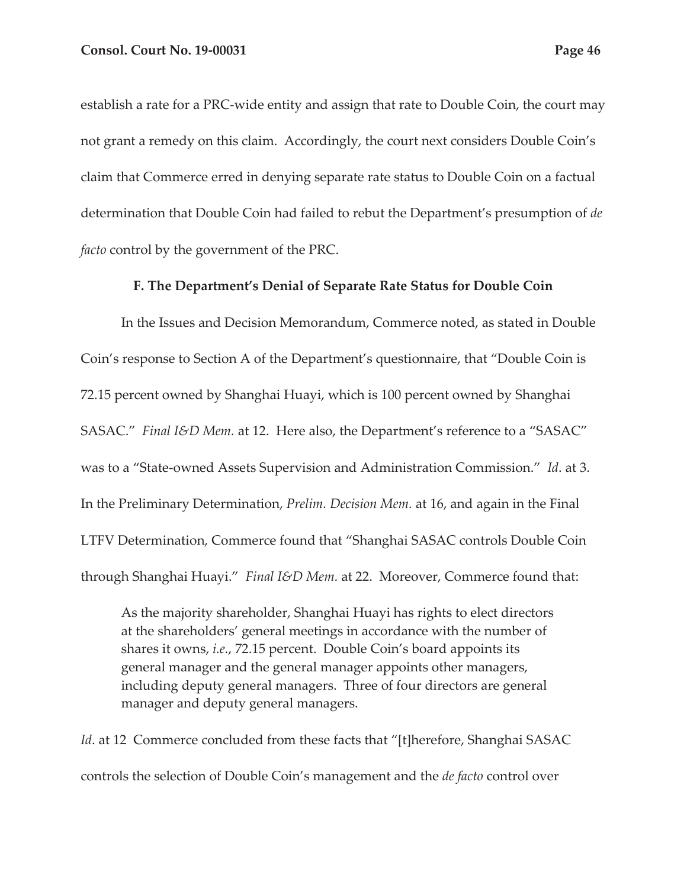establish a rate for a PRC-wide entity and assign that rate to Double Coin, the court may not grant a remedy on this claim. Accordingly, the court next considers Double Coin's claim that Commerce erred in denying separate rate status to Double Coin on a factual determination that Double Coin had failed to rebut the Department's presumption of *de facto* control by the government of the PRC.

**F. The Department's Denial of Separate Rate Status for Double Coin**

In the Issues and Decision Memorandum, Commerce noted, as stated in Double Coin's response to Section A of the Department's questionnaire, that "Double Coin is 72.15 percent owned by Shanghai Huayi, which is 100 percent owned by Shanghai SASAC." *Final I&D Mem.* at 12. Here also, the Department's reference to a "SASAC" was to a "State-owned Assets Supervision and Administration Commission." *Id*. at 3. In the Preliminary Determination, *Prelim. Decision Mem.* at 16, and again in the Final LTFV Determination, Commerce found that "Shanghai SASAC controls Double Coin through Shanghai Huayi." *Final I&D Mem.* at 22. Moreover, Commerce found that:

> As the majority shareholder, Shanghai Huayi has rights to elect directors at the shareholders' general meetings in accordance with the number of shares it owns, *i.e.*, 72.15 percent. Double Coin's board appoints its general manager and the general manager appoints other managers, including deputy general managers. Three of four directors are general manager and deputy general managers.

*Id*. at 12 Commerce concluded from these facts that "[t]herefore, Shanghai SASAC controls the selection of Double Coin's management and the *de facto* control over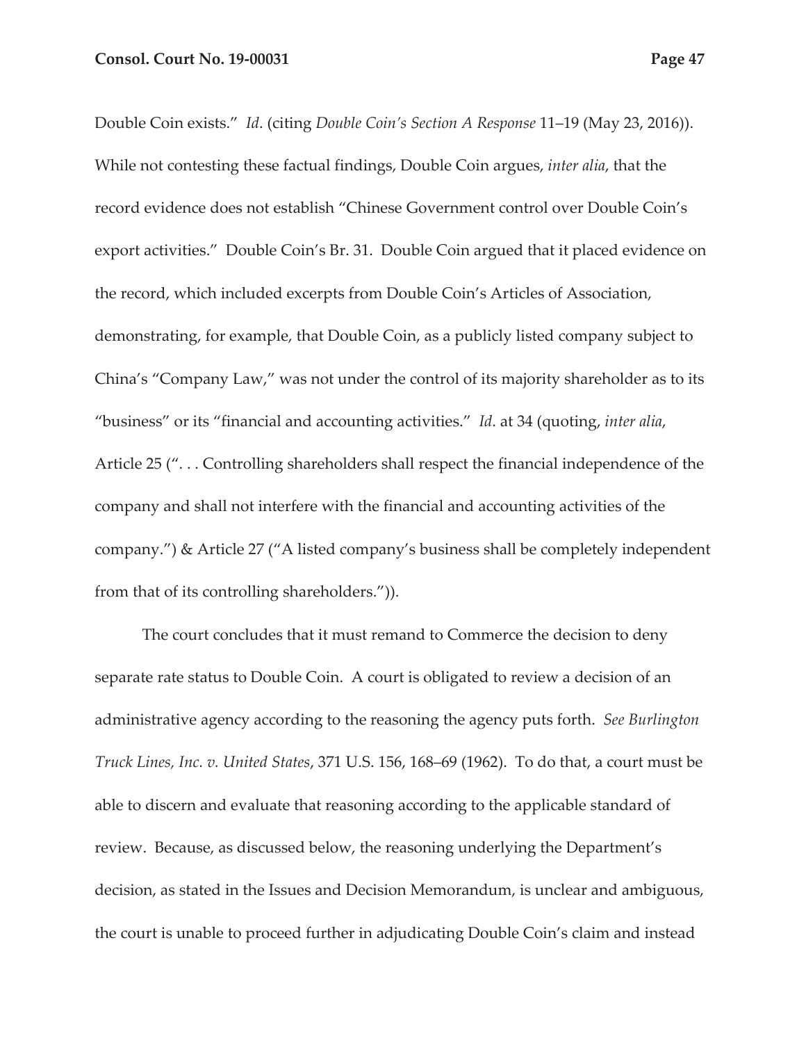Double Coin exists." *Id*. (citing *Double Coin's Section A Response* 11–19 (May 23, 2016)). While not contesting these factual findings, Double Coin argues, *inter alia*, that the record evidence does not establish "Chinese Government control over Double Coin's export activities." Double Coin's Br. 31. Double Coin argued that it placed evidence on the record, which included excerpts from Double Coin's Articles of Association, demonstrating, for example, that Double Coin, as a publicly listed company subject to China's "Company Law," was not under the control of its majority shareholder as to its "business" or its "financial and accounting activities." *Id*. at 34 (quoting, *inter alia*, Article 25 (". . . Controlling shareholders shall respect the financial independence of the company and shall not interfere with the financial and accounting activities of the company.") & Article 27 ("A listed company's business shall be completely independent from that of its controlling shareholders.")).

The court concludes that it must remand to Commerce the decision to deny separate rate status to Double Coin. A court is obligated to review a decision of an administrative agency according to the reasoning the agency puts forth. *See Burlington Truck Lines, Inc. v. United States*, 371 U.S. 156, 168–69 (1962). To do that, a court must be able to discern and evaluate that reasoning according to the applicable standard of review. Because, as discussed below, the reasoning underlying the Department's decision, as stated in the Issues and Decision Memorandum, is unclear and ambiguous, the court is unable to proceed further in adjudicating Double Coin's claim and instead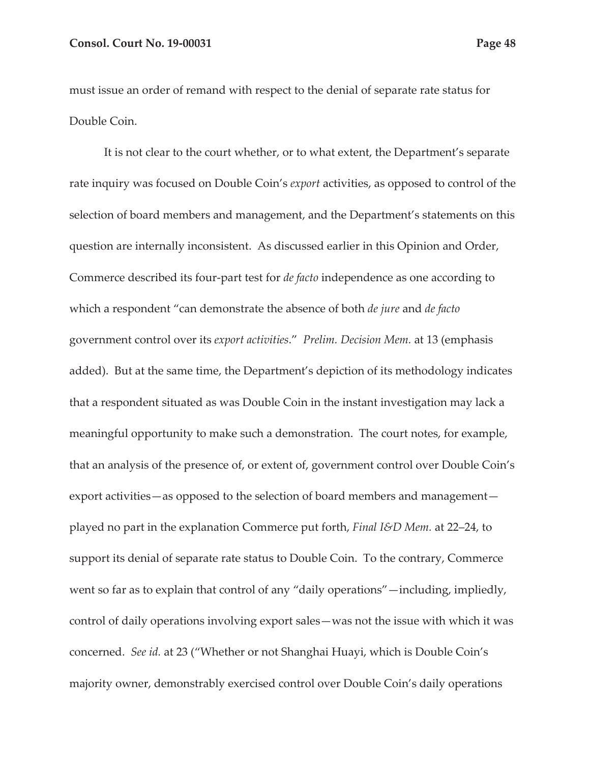must issue an order of remand with respect to the denial of separate rate status for Double Coin.

It is not clear to the court whether, or to what extent, the Department's separate rate inquiry was focused on Double Coin's *export* activities, as opposed to control of the selection of board members and management, and the Department's statements on this question are internally inconsistent. As discussed earlier in this Opinion and Order, Commerce described its four-part test for *de facto* independence as one according to which a respondent "can demonstrate the absence of both *de jure* and *de facto* government control over its *export activities*." *Prelim. Decision Mem.* at 13 (emphasis added). But at the same time, the Department's depiction of its methodology indicates that a respondent situated as was Double Coin in the instant investigation may lack a meaningful opportunity to make such a demonstration. The court notes, for example, that an analysis of the presence of, or extent of, government control over Double Coin's export activities—as opposed to the selection of board members and management—played no part in the explanation Commerce put forth, *Final I&D Mem.* at 22–24, to support its denial of separate rate status to Double Coin. To the contrary, Commerce went so far as to explain that control of any "daily operations"—including, impliedly, control of daily operations involving export sales—was not the issue with which it was concerned. *See id.* at 23 ("Whether or not Shanghai Huayi, which is Double Coin's majority owner, demonstrably exercised control over Double Coin's daily operations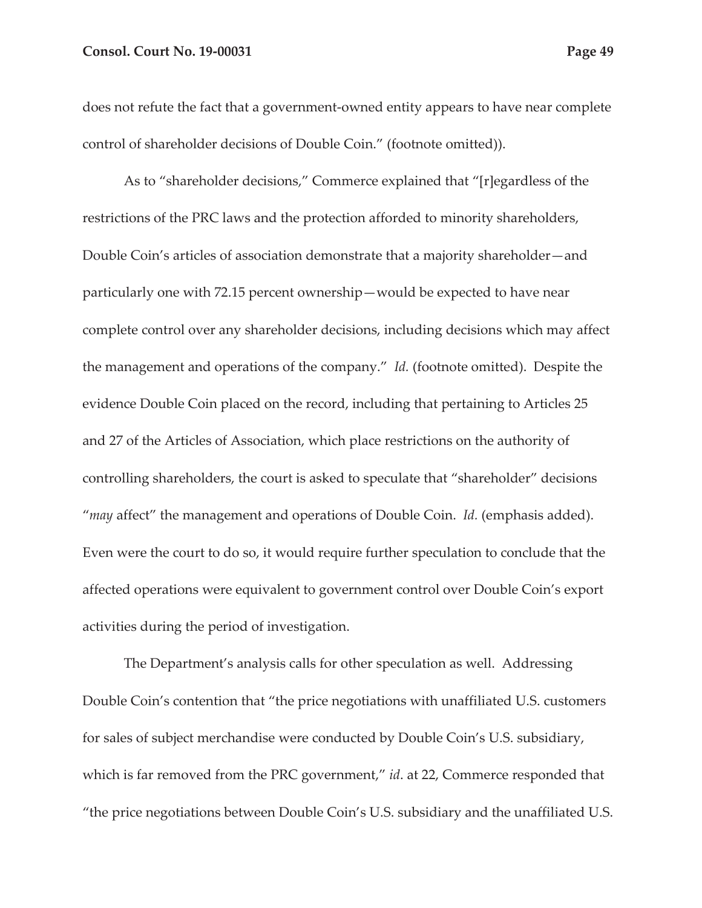does not refute the fact that a government-owned entity appears to have near complete control of shareholder decisions of Double Coin." (footnote omitted)).

As to "shareholder decisions," Commerce explained that "[r]egardless of the restrictions of the PRC laws and the protection afforded to minority shareholders, Double Coin's articles of association demonstrate that a majority shareholder—and particularly one with 72.15 percent ownership—would be expected to have near complete control over any shareholder decisions, including decisions which may affect the management and operations of the company." *Id.* (footnote omitted). Despite the evidence Double Coin placed on the record, including that pertaining to Articles 25 and 27 of the Articles of Association, which place restrictions on the authority of controlling shareholders, the court is asked to speculate that "shareholder" decisions "*may* affect" the management and operations of Double Coin. *Id.* (emphasis added). Even were the court to do so, it would require further speculation to conclude that the affected operations were equivalent to government control over Double Coin's export activities during the period of investigation.

The Department's analysis calls for other speculation as well. Addressing Double Coin's contention that "the price negotiations with unaffiliated U.S. customers for sales of subject merchandise were conducted by Double Coin's U.S. subsidiary, which is far removed from the PRC government," *id*. at 22, Commerce responded that "the price negotiations between Double Coin's U.S. subsidiary and the unaffiliated U.S.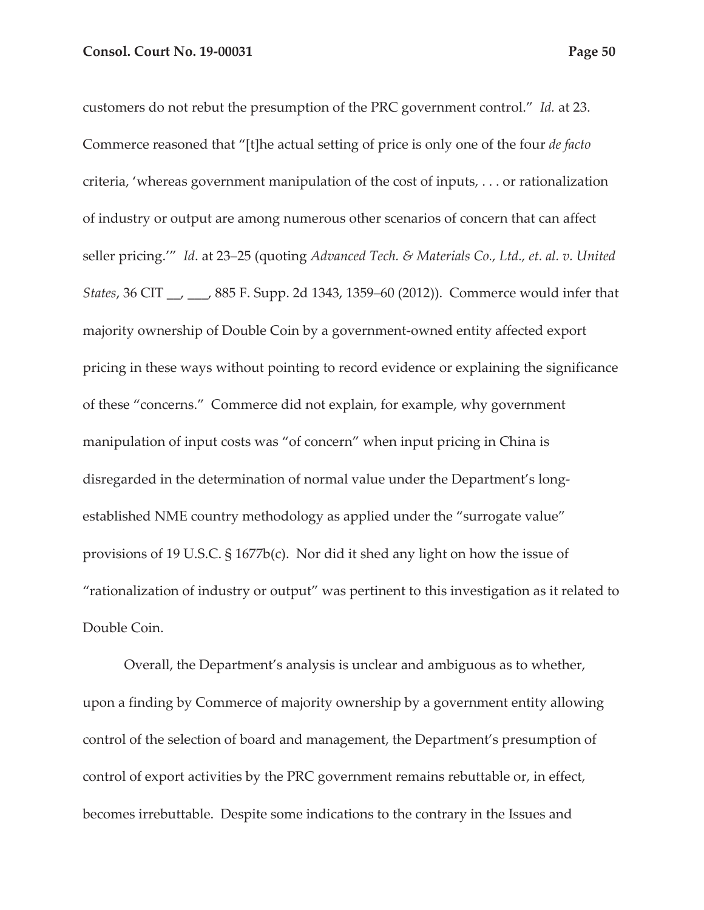customers do not rebut the presumption of the PRC government control." *Id.* at 23. Commerce reasoned that "[t]he actual setting of price is only one of the four *de facto* criteria, 'whereas government manipulation of the cost of inputs, . . . or rationalization of industry or output are among numerous other scenarios of concern that can affect seller pricing.'" *Id*. at 23–25 (quoting *Advanced Tech. & Materials Co., Ltd., et. al. v. United States*, 36 CIT __, ___, 885 F. Supp. 2d 1343, 1359–60 (2012)). Commerce would infer that majority ownership of Double Coin by a government-owned entity affected export pricing in these ways without pointing to record evidence or explaining the significance of these "concerns." Commerce did not explain, for example, why government manipulation of input costs was "of concern" when input pricing in China is disregarded in the determination of normal value under the Department's long-established NME country methodology as applied under the "surrogate value" provisions of 19 U.S.C. § 1677b(c). Nor did it shed any light on how the issue of "rationalization of industry or output" was pertinent to this investigation as it related to Double Coin.

Overall, the Department's analysis is unclear and ambiguous as to whether, upon a finding by Commerce of majority ownership by a government entity allowing control of the selection of board and management, the Department's presumption of control of export activities by the PRC government remains rebuttable or, in effect, becomes irrebuttable. Despite some indications to the contrary in the Issues and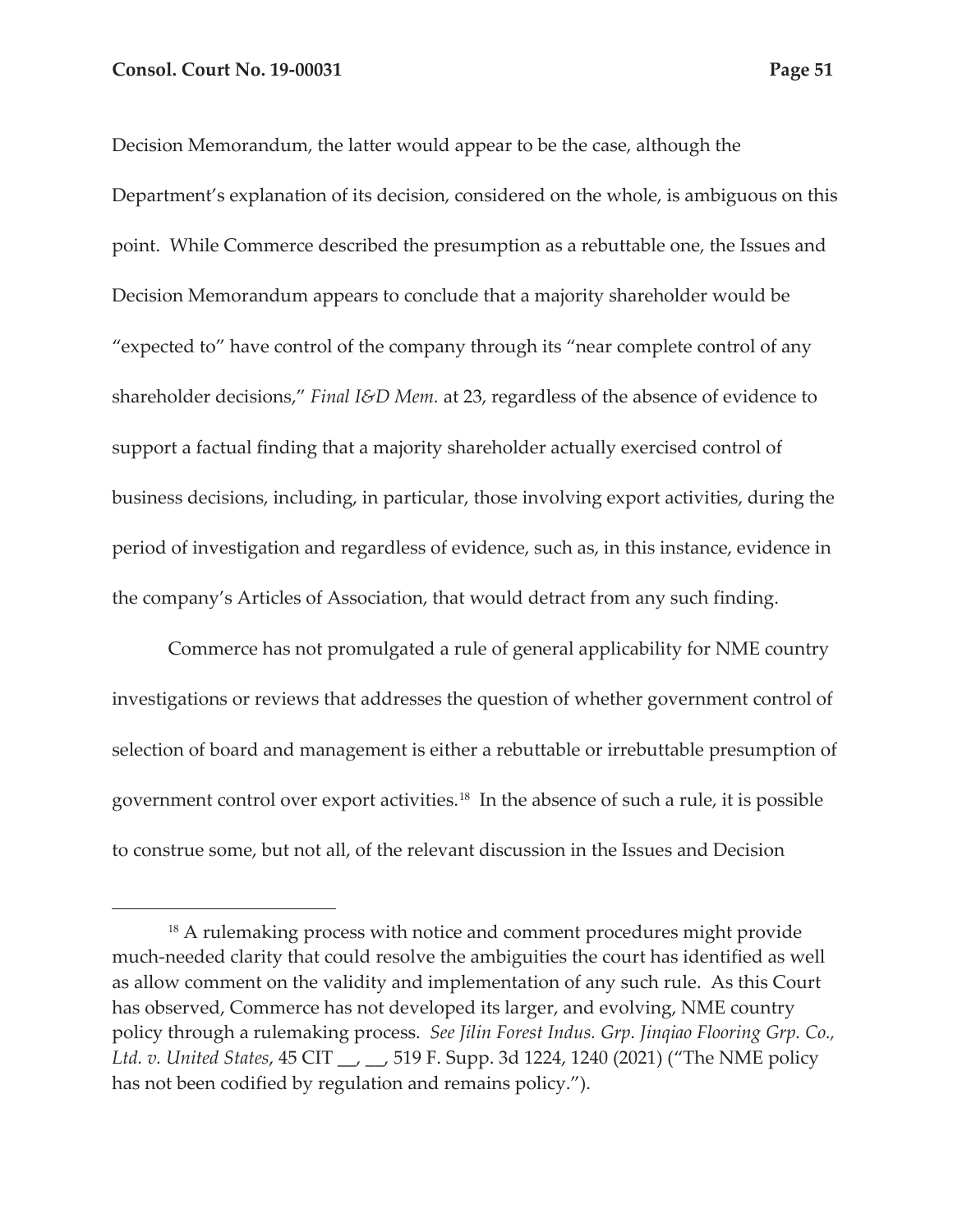Decision Memorandum, the latter would appear to be the case, although the Department's explanation of its decision, considered on the whole, is ambiguous on this point. While Commerce described the presumption as a rebuttable one, the Issues and Decision Memorandum appears to conclude that a majority shareholder would be "expected to" have control of the company through its "near complete control of any shareholder decisions," *Final I&D Mem.* at 23, regardless of the absence of evidence to support a factual finding that a majority shareholder actually exercised control of business decisions, including, in particular, those involving export activities, during the period of investigation and regardless of evidence, such as, in this instance, evidence in the company's Articles of Association, that would detract from any such finding.

Commerce has not promulgated a rule of general applicability for NME country investigations or reviews that addresses the question of whether government control of selection of board and management is either a rebuttable or irrebuttable presumption of government control over export activities.[18] In the absence of such a rule, it is possible to construe some, but not all, of the relevant discussion in the Issues and Decision

---

[18] A rulemaking process with notice and comment procedures might provide much-needed clarity that could resolve the ambiguities the court has identified as well as allow comment on the validity and implementation of any such rule. As this Court has observed, Commerce has not developed its larger, and evolving, NME country policy through a rulemaking process. *See Jilin Forest Indus. Grp. Jinqiao Flooring Grp. Co., Ltd. v. United States*, 45 CIT __, __, 519 F. Supp. 3d 1224, 1240 (2021) ("The NME policy has not been codified by regulation and remains policy.").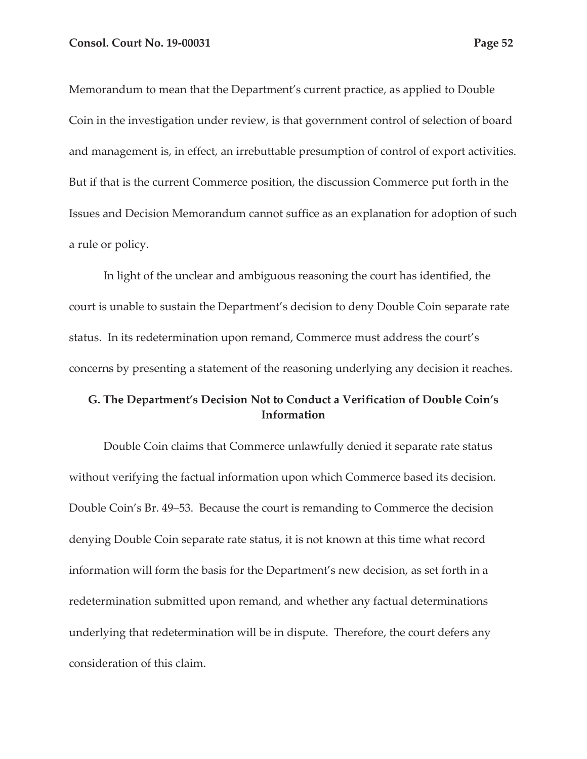Memorandum to mean that the Department's current practice, as applied to Double Coin in the investigation under review, is that government control of selection of board and management is, in effect, an irrebuttable presumption of control of export activities. But if that is the current Commerce position, the discussion Commerce put forth in the Issues and Decision Memorandum cannot suffice as an explanation for adoption of such a rule or policy.

In light of the unclear and ambiguous reasoning the court has identified, the court is unable to sustain the Department's decision to deny Double Coin separate rate status. In its redetermination upon remand, Commerce must address the court's concerns by presenting a statement of the reasoning underlying any decision it reaches.

### G. The Department's Decision Not to Conduct a Verification of Double Coin's Information

Double Coin claims that Commerce unlawfully denied it separate rate status without verifying the factual information upon which Commerce based its decision. Double Coin's Br. 49–53. Because the court is remanding to Commerce the decision denying Double Coin separate rate status, it is not known at this time what record information will form the basis for the Department's new decision, as set forth in a redetermination submitted upon remand, and whether any factual determinations underlying that redetermination will be in dispute. Therefore, the court defers any consideration of this claim.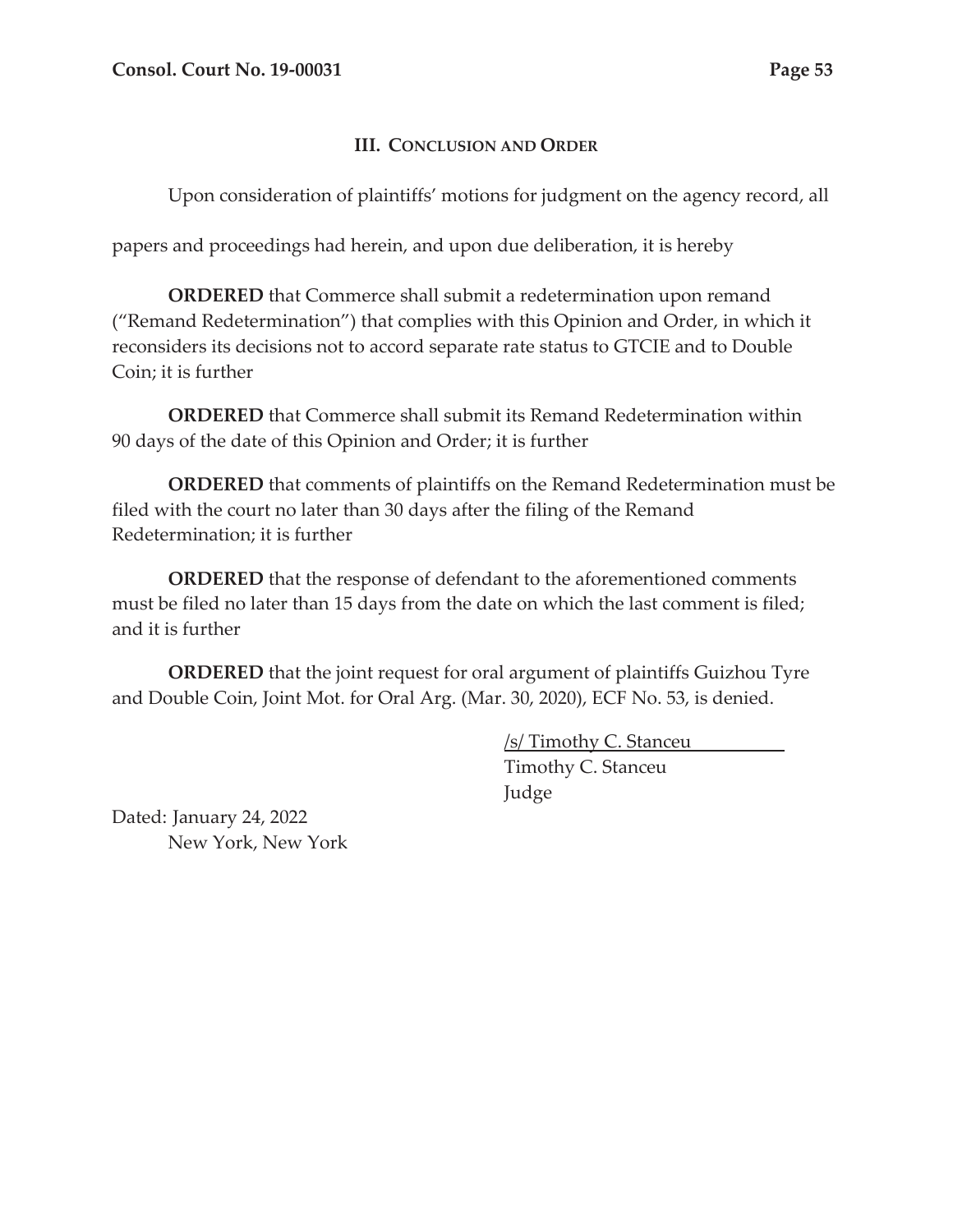### III. Conclusion and Order

Upon consideration of plaintiffs' motions for judgment on the agency record, all papers and proceedings had herein, and upon due deliberation, it is hereby

**ORDERED** that Commerce shall submit a redetermination upon remand ("Remand Redetermination") that complies with this Opinion and Order, in which it reconsiders its decisions not to accord separate rate status to GTCIE and to Double Coin; it is further

**ORDERED** that Commerce shall submit its Remand Redetermination within 90 days of the date of this Opinion and Order; it is further

**ORDERED** that comments of plaintiffs on the Remand Redetermination must be filed with the court no later than 30 days after the filing of the Remand Redetermination; it is further

**ORDERED** that the response of defendant to the aforementioned comments must be filed no later than 15 days from the date on which the last comment is filed; and it is further

**ORDERED** that the joint request for oral argument of plaintiffs Guizhou Tyre and Double Coin, Joint Mot. for Oral Arg. (Mar. 30, 2020), ECF No. 53, is denied.

/s/ Timothy C. Stanceu
Timothy C. Stanceu
Judge

Dated: January 24, 2022
New York, New York